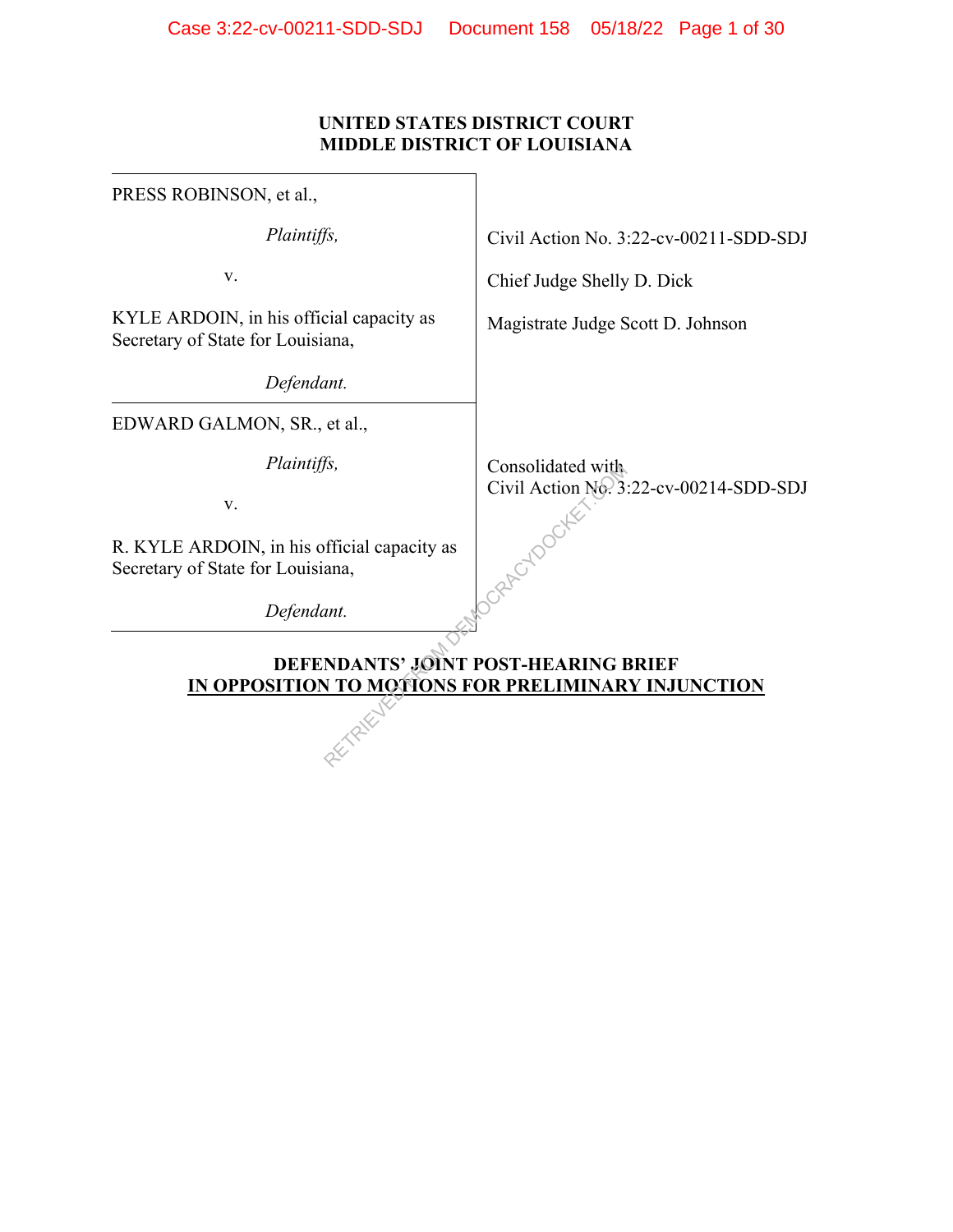**UNITED STATES DISTRICT COURT**
**MIDDLE DISTRICT OF LOUISIANA**

| | |
|---|---|
| PRESS ROBINSON, et al.,<br><br>*Plaintiffs,*<br><br>v.<br><br>KYLE ARDOIN, in his official capacity as Secretary of State for Louisiana,<br><br>*Defendant.* | Civil Action No. 3:22-cv-00211-SDD-SDJ<br><br>Chief Judge Shelly D. Dick<br><br>Magistrate Judge Scott D. Johnson |
| EDWARD GALMON, SR., et al.,<br><br>*Plaintiffs,*<br><br>v.<br><br>R. KYLE ARDOIN, in his official capacity as Secretary of State for Louisiana,<br><br>*Defendant.* | Consolidated with<br>Civil Action No. 3:22-cv-00214-SDD-SDJ |

**DEFENDANTS' JOINT POST-HEARING BRIEF**
**IN OPPOSITION TO MOTIONS FOR PRELIMINARY INJUNCTION**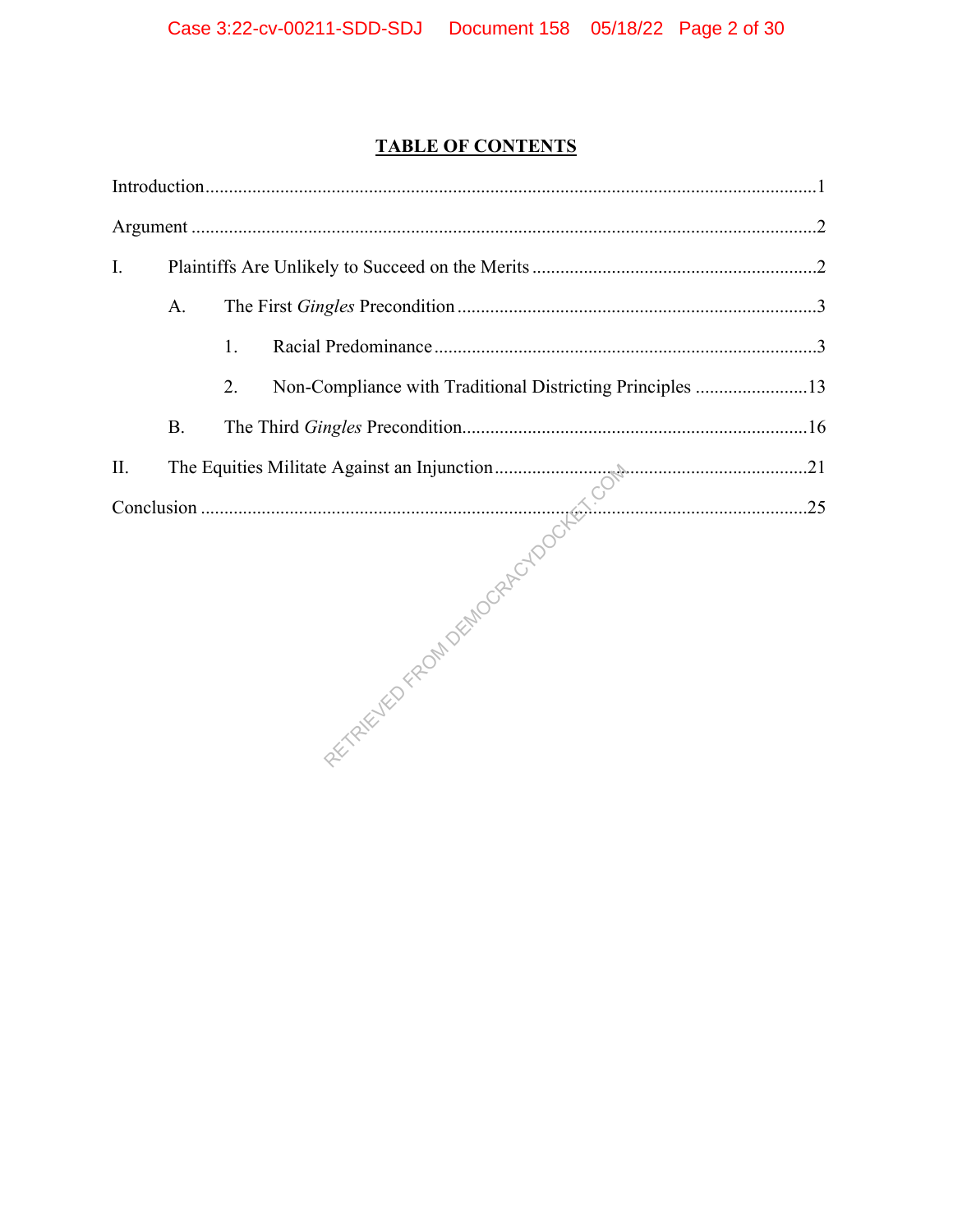## TABLE OF CONTENTS

Introduction .......... 1

Argument .......... 2

I. Plaintiffs Are Unlikely to Succeed on the Merits .......... 2

  A. The First *Gingles* Precondition .......... 3

    1. Racial Predominance .......... 3

    2. Non-Compliance with Traditional Districting Principles .......... 13

  B. The Third *Gingles* Precondition .......... 16

II. The Equities Militate Against an Injunction .......... 21

Conclusion .......... 25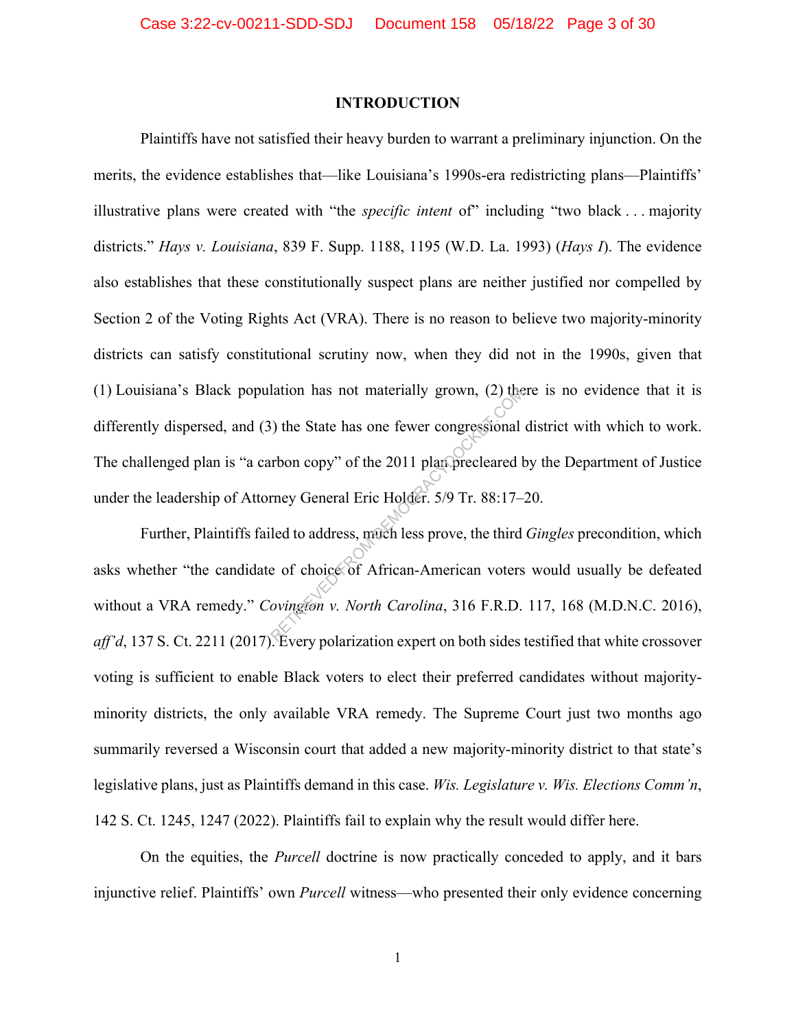# INTRODUCTION

Plaintiffs have not satisfied their heavy burden to warrant a preliminary injunction. On the merits, the evidence establishes that—like Louisiana's 1990s-era redistricting plans—Plaintiffs' illustrative plans were created with "the *specific intent* of" including "two black . . . majority districts." *Hays v. Louisiana*, 839 F. Supp. 1188, 1195 (W.D. La. 1993) (*Hays I*). The evidence also establishes that these constitutionally suspect plans are neither justified nor compelled by Section 2 of the Voting Rights Act (VRA). There is no reason to believe two majority-minority districts can satisfy constitutional scrutiny now, when they did not in the 1990s, given that (1) Louisiana's Black population has not materially grown, (2) there is no evidence that it is differently dispersed, and (3) the State has one fewer congressional district with which to work. The challenged plan is "a carbon copy" of the 2011 plan precleared by the Department of Justice under the leadership of Attorney General Eric Holder. 5/9 Tr. 88:17–20.

Further, Plaintiffs failed to address, much less prove, the third *Gingles* precondition, which asks whether "the candidate of choice of African-American voters would usually be defeated without a VRA remedy." *Covington v. North Carolina*, 316 F.R.D. 117, 168 (M.D.N.C. 2016), *aff'd*, 137 S. Ct. 2211 (2017). Every polarization expert on both sides testified that white crossover voting is sufficient to enable Black voters to elect their preferred candidates without majority-minority districts, the only available VRA remedy. The Supreme Court just two months ago summarily reversed a Wisconsin court that added a new majority-minority district to that state's legislative plans, just as Plaintiffs demand in this case. *Wis. Legislature v. Wis. Elections Comm'n*, 142 S. Ct. 1245, 1247 (2022). Plaintiffs fail to explain why the result would differ here.

On the equities, the *Purcell* doctrine is now practically conceded to apply, and it bars injunctive relief. Plaintiffs' own *Purcell* witness—who presented their only evidence concerning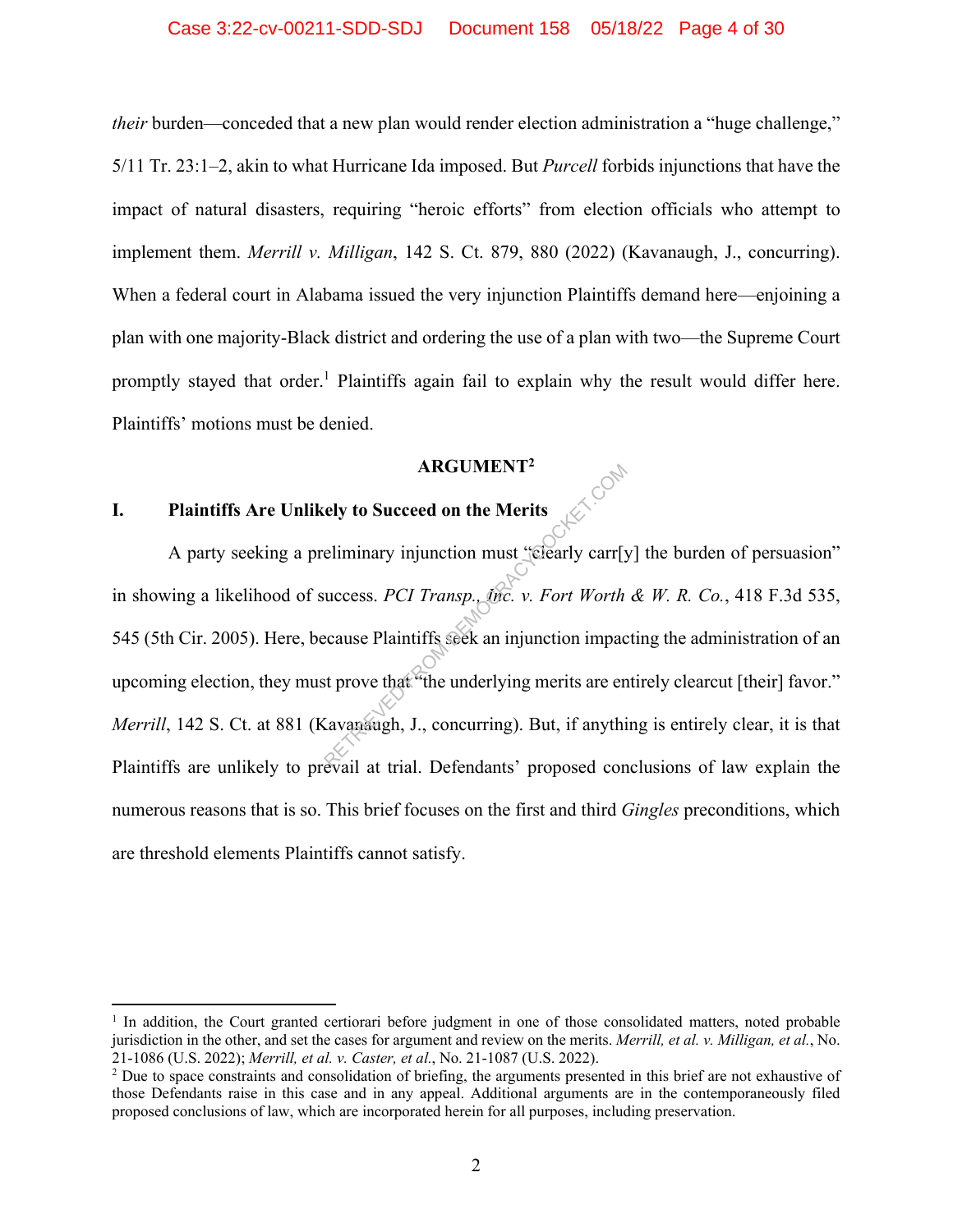*their* burden—conceded that a new plan would render election administration a "huge challenge," 5/11 Tr. 23:1–2, akin to what Hurricane Ida imposed. But *Purcell* forbids injunctions that have the impact of natural disasters, requiring "heroic efforts" from election officials who attempt to implement them. *Merrill v. Milligan*, 142 S. Ct. 879, 880 (2022) (Kavanaugh, J., concurring). When a federal court in Alabama issued the very injunction Plaintiffs demand here—enjoining a plan with one majority-Black district and ordering the use of a plan with two—the Supreme Court promptly stayed that order.[1] Plaintiffs again fail to explain why the result would differ here. Plaintiffs' motions must be denied.

## ARGUMENT[2]

### I. Plaintiffs Are Unlikely to Succeed on the Merits

A party seeking a preliminary injunction must "clearly carr[y] the burden of persuasion" in showing a likelihood of success. *PCI Transp., Inc. v. Fort Worth & W. R. Co.*, 418 F.3d 535, 545 (5th Cir. 2005). Here, because Plaintiffs seek an injunction impacting the administration of an upcoming election, they must prove that "the underlying merits are entirely clearcut [their] favor." *Merrill*, 142 S. Ct. at 881 (Kavanaugh, J., concurring). But, if anything is entirely clear, it is that Plaintiffs are unlikely to prevail at trial. Defendants' proposed conclusions of law explain the numerous reasons that is so. This brief focuses on the first and third *Gingles* preconditions, which are threshold elements Plaintiffs cannot satisfy.

---

[1] In addition, the Court granted certiorari before judgment in one of those consolidated matters, noted probable jurisdiction in the other, and set the cases for argument and review on the merits. *Merrill, et al. v. Milligan, et al.*, No. 21-1086 (U.S. 2022); *Merrill, et al. v. Caster, et al.*, No. 21-1087 (U.S. 2022).

[2] Due to space constraints and consolidation of briefing, the arguments presented in this brief are not exhaustive of those Defendants raise in this case and in any appeal. Additional arguments are in the contemporaneously filed proposed conclusions of law, which are incorporated herein for all purposes, including preservation.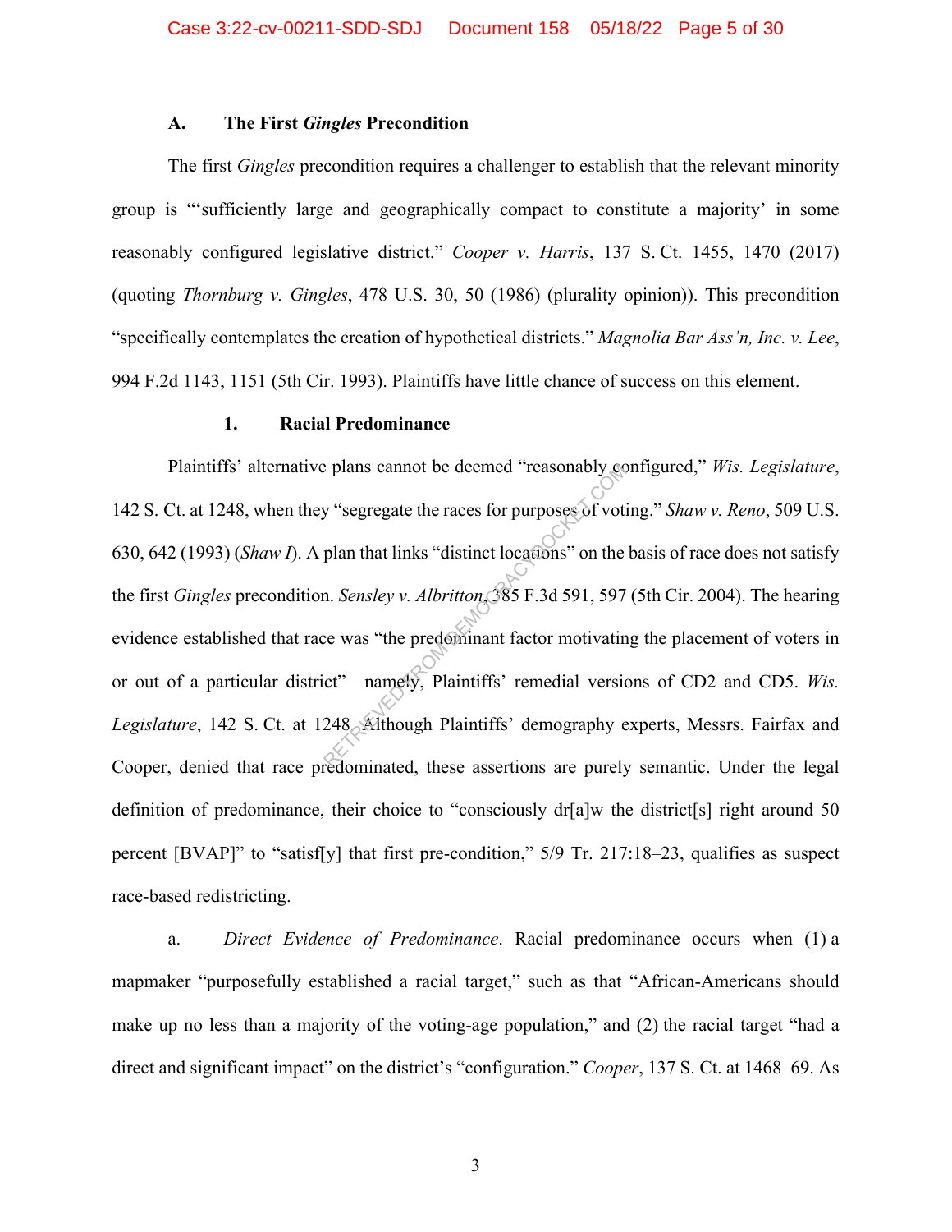### A. The First *Gingles* Precondition

The first *Gingles* precondition requires a challenger to establish that the relevant minority group is "'sufficiently large and geographically compact to constitute a majority' in some reasonably configured legislative district." *Cooper v. Harris*, 137 S. Ct. 1455, 1470 (2017) (quoting *Thornburg v. Gingles*, 478 U.S. 30, 50 (1986) (plurality opinion)). This precondition "specifically contemplates the creation of hypothetical districts." *Magnolia Bar Ass'n, Inc. v. Lee*, 994 F.2d 1143, 1151 (5th Cir. 1993). Plaintiffs have little chance of success on this element.

#### 1. Racial Predominance

Plaintiffs' alternative plans cannot be deemed "reasonably configured," *Wis. Legislature*, 142 S. Ct. at 1248, when they "segregate the races for purposes of voting." *Shaw v. Reno*, 509 U.S. 630, 642 (1993) (*Shaw I*). A plan that links "distinct locations" on the basis of race does not satisfy the first *Gingles* precondition. *Sensley v. Albritton*, 385 F.3d 591, 597 (5th Cir. 2004). The hearing evidence established that race was "the predominant factor motivating the placement of voters in or out of a particular district"—namely, Plaintiffs' remedial versions of CD2 and CD5. *Wis. Legislature*, 142 S. Ct. at 1248. Although Plaintiffs' demography experts, Messrs. Fairfax and Cooper, denied that race predominated, these assertions are purely semantic. Under the legal definition of predominance, their choice to "consciously dr[a]w the district[s] right around 50 percent [BVAP]" to "satisf[y] that first pre-condition," 5/9 Tr. 217:18–23, qualifies as suspect race-based redistricting.

a. *Direct Evidence of Predominance*. Racial predominance occurs when (1) a mapmaker "purposefully established a racial target," such as that "African-Americans should make up no less than a majority of the voting-age population," and (2) the racial target "had a direct and significant impact" on the district's "configuration." *Cooper*, 137 S. Ct. at 1468–69. As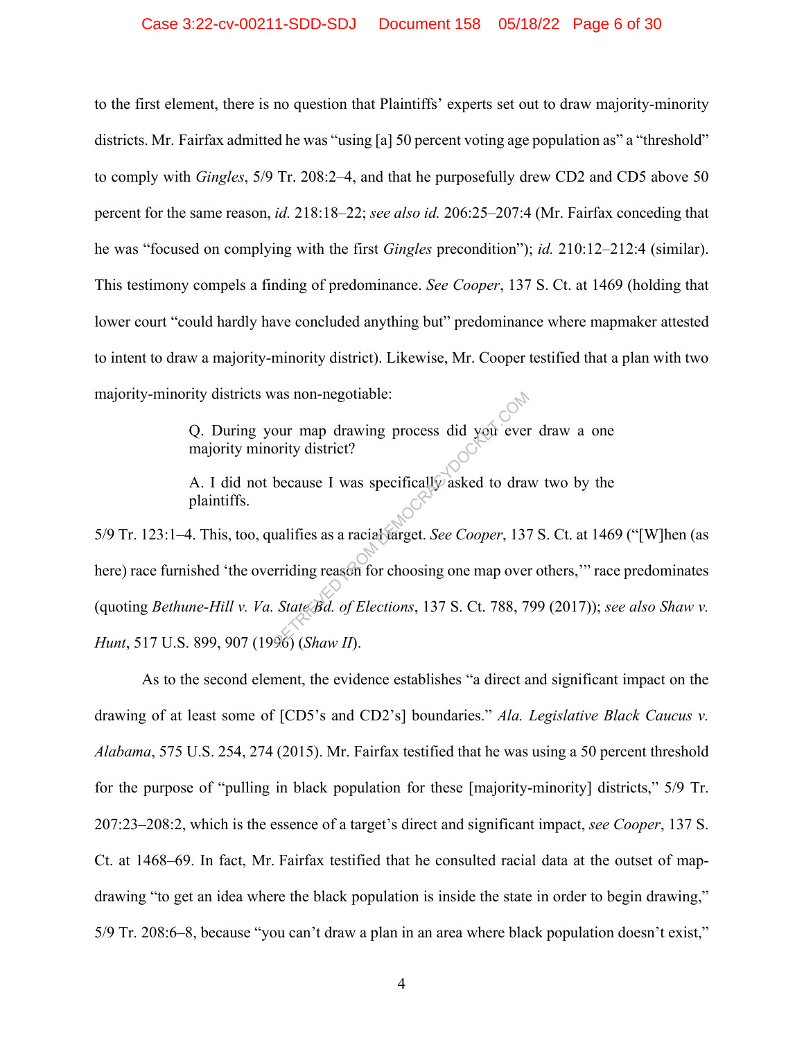to the first element, there is no question that Plaintiffs' experts set out to draw majority-minority districts. Mr. Fairfax admitted he was "using [a] 50 percent voting age population as" a "threshold" to comply with *Gingles*, 5/9 Tr. 208:2–4, and that he purposefully drew CD2 and CD5 above 50 percent for the same reason, *id.* 218:18–22; *see also id.* 206:25–207:4 (Mr. Fairfax conceding that he was "focused on complying with the first *Gingles* precondition"); *id.* 210:12–212:4 (similar). This testimony compels a finding of predominance. *See Cooper*, 137 S. Ct. at 1469 (holding that lower court "could hardly have concluded anything but" predominance where mapmaker attested to intent to draw a majority-minority district). Likewise, Mr. Cooper testified that a plan with two majority-minority districts was non-negotiable:

> Q. During your map drawing process did you ever draw a one majority minority district?
>
> A. I did not because I was specifically asked to draw two by the plaintiffs.

5/9 Tr. 123:1–4. This, too, qualifies as a racial target. *See Cooper*, 137 S. Ct. at 1469 ("[W]hen (as here) race furnished 'the overriding reason for choosing one map over others,'" race predominates (quoting *Bethune-Hill v. Va. State Bd. of Elections*, 137 S. Ct. 788, 799 (2017)); *see also Shaw v. Hunt*, 517 U.S. 899, 907 (1996) (*Shaw II*).

As to the second element, the evidence establishes "a direct and significant impact on the drawing of at least some of [CD5's and CD2's] boundaries." *Ala. Legislative Black Caucus v. Alabama*, 575 U.S. 254, 274 (2015). Mr. Fairfax testified that he was using a 50 percent threshold for the purpose of "pulling in black population for these [majority-minority] districts," 5/9 Tr. 207:23–208:2, which is the essence of a target's direct and significant impact, *see Cooper*, 137 S. Ct. at 1468–69. In fact, Mr. Fairfax testified that he consulted racial data at the outset of map-drawing "to get an idea where the black population is inside the state in order to begin drawing," 5/9 Tr. 208:6–8, because "you can't draw a plan in an area where black population doesn't exist,"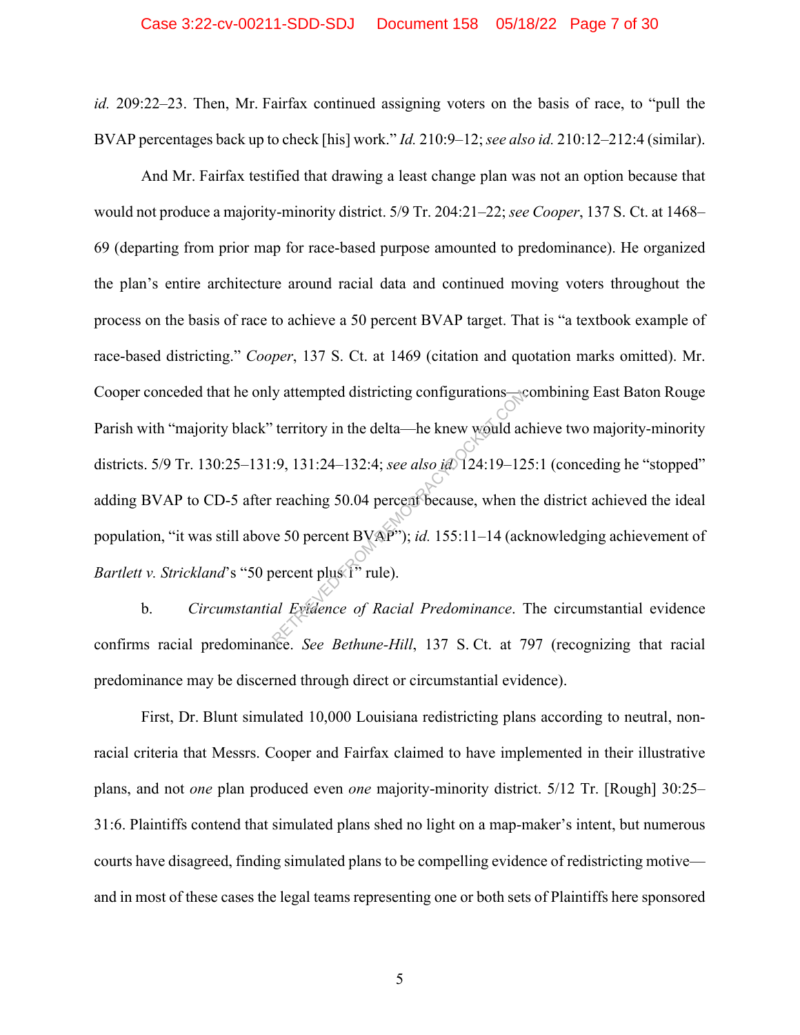*id.* 209:22–23. Then, Mr. Fairfax continued assigning voters on the basis of race, to "pull the BVAP percentages back up to check [his] work." *Id.* 210:9–12; *see also id.* 210:12–212:4 (similar).

And Mr. Fairfax testified that drawing a least change plan was not an option because that would not produce a majority-minority district. 5/9 Tr. 204:21–22; *see Cooper*, 137 S. Ct. at 1468–69 (departing from prior map for race-based purpose amounted to predominance). He organized the plan's entire architecture around racial data and continued moving voters throughout the process on the basis of race to achieve a 50 percent BVAP target. That is "a textbook example of race-based districting." *Cooper*, 137 S. Ct. at 1469 (citation and quotation marks omitted). Mr. Cooper conceded that he only attempted districting configurations—combining East Baton Rouge Parish with "majority black" territory in the delta—he knew would achieve two majority-minority districts. 5/9 Tr. 130:25–131:9, 131:24–132:4; *see also id.* 124:19–125:1 (conceding he "stopped" adding BVAP to CD-5 after reaching 50.04 percent because, when the district achieved the ideal population, "it was still above 50 percent BVAP"); *id.* 155:11–14 (acknowledging achievement of *Bartlett v. Strickland*'s "50 percent plus 1" rule).

b. *Circumstantial Evidence of Racial Predominance*. The circumstantial evidence confirms racial predominance. *See Bethune-Hill*, 137 S. Ct. at 797 (recognizing that racial predominance may be discerned through direct or circumstantial evidence).

First, Dr. Blunt simulated 10,000 Louisiana redistricting plans according to neutral, non-racial criteria that Messrs. Cooper and Fairfax claimed to have implemented in their illustrative plans, and not *one* plan produced even *one* majority-minority district. 5/12 Tr. [Rough] 30:25–31:6. Plaintiffs contend that simulated plans shed no light on a map-maker's intent, but numerous courts have disagreed, finding simulated plans to be compelling evidence of redistricting motive—and in most of these cases the legal teams representing one or both sets of Plaintiffs here sponsored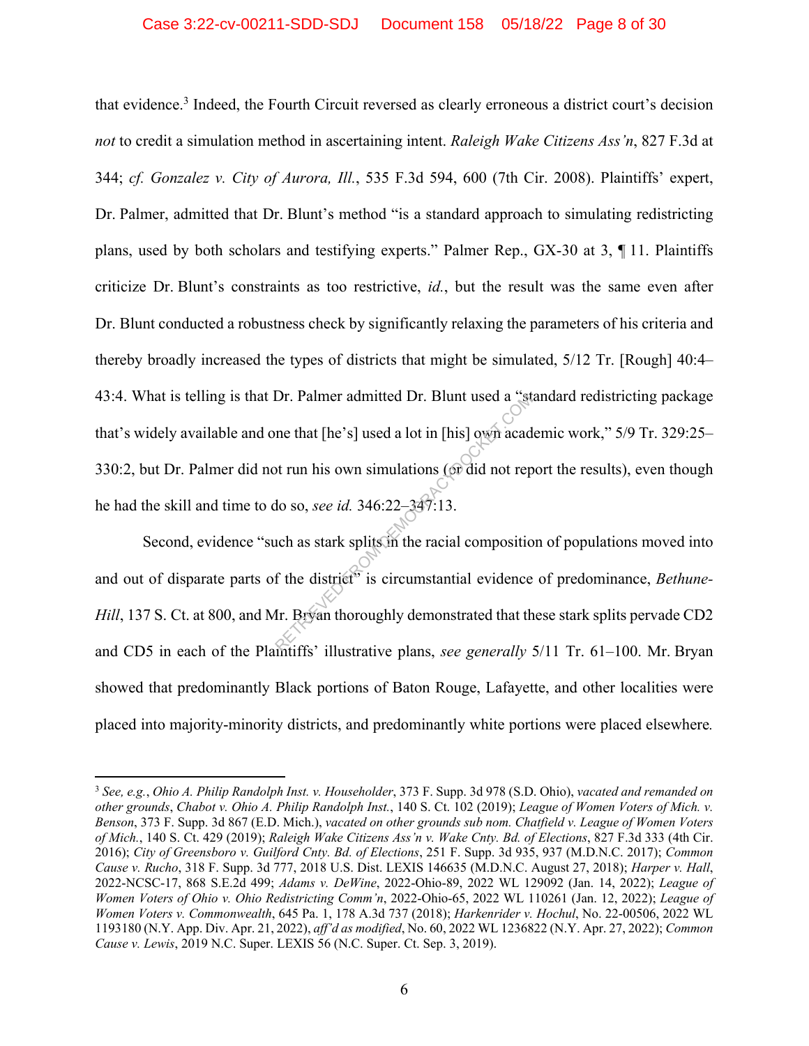that evidence.[3] Indeed, the Fourth Circuit reversed as clearly erroneous a district court's decision *not* to credit a simulation method in ascertaining intent. *Raleigh Wake Citizens Ass'n*, 827 F.3d at 344; *cf. Gonzalez v. City of Aurora, Ill.*, 535 F.3d 594, 600 (7th Cir. 2008). Plaintiffs' expert, Dr. Palmer, admitted that Dr. Blunt's method "is a standard approach to simulating redistricting plans, used by both scholars and testifying experts." Palmer Rep., GX-30 at 3, ¶ 11. Plaintiffs criticize Dr. Blunt's constraints as too restrictive, *id.*, but the result was the same even after Dr. Blunt conducted a robustness check by significantly relaxing the parameters of his criteria and thereby broadly increased the types of districts that might be simulated, 5/12 Tr. [Rough] 40:4–43:4. What is telling is that Dr. Palmer admitted Dr. Blunt used a "standard redistricting package that's widely available and one that [he's] used a lot in [his] own academic work," 5/9 Tr. 329:25–330:2, but Dr. Palmer did not run his own simulations (or did not report the results), even though he had the skill and time to do so, *see id.* 346:22–347:13.

Second, evidence "such as stark splits in the racial composition of populations moved into and out of disparate parts of the district" is circumstantial evidence of predominance, *Bethune-Hill*, 137 S. Ct. at 800, and Mr. Bryan thoroughly demonstrated that these stark splits pervade CD2 and CD5 in each of the Plaintiffs' illustrative plans, *see generally* 5/11 Tr. 61–100. Mr. Bryan showed that predominantly Black portions of Baton Rouge, Lafayette, and other localities were placed into majority-minority districts, and predominantly white portions were placed elsewhere.

---

[3] *See, e.g.*, *Ohio A. Philip Randolph Inst. v. Householder*, 373 F. Supp. 3d 978 (S.D. Ohio), *vacated and remanded on other grounds*, *Chabot v. Ohio A. Philip Randolph Inst.*, 140 S. Ct. 102 (2019); *League of Women Voters of Mich. v. Benson*, 373 F. Supp. 3d 867 (E.D. Mich.), *vacated on other grounds sub nom. Chatfield v. League of Women Voters of Mich.*, 140 S. Ct. 429 (2019); *Raleigh Wake Citizens Ass'n v. Wake Cnty. Bd. of Elections*, 827 F.3d 333 (4th Cir. 2016); *City of Greensboro v. Guilford Cnty. Bd. of Elections*, 251 F. Supp. 3d 935, 937 (M.D.N.C. 2017); *Common Cause v. Rucho*, 318 F. Supp. 3d 777, 2018 U.S. Dist. LEXIS 146635 (M.D.N.C. August 27, 2018); *Harper v. Hall*, 2022-NCSC-17, 868 S.E.2d 499; *Adams v. DeWine*, 2022-Ohio-89, 2022 WL 129092 (Jan. 14, 2022); *League of Women Voters of Ohio v. Ohio Redistricting Comm'n*, 2022-Ohio-65, 2022 WL 110261 (Jan. 12, 2022); *League of Women Voters v. Commonwealth*, 645 Pa. 1, 178 A.3d 737 (2018); *Harkenrider v. Hochul*, No. 22-00506, 2022 WL 1193180 (N.Y. App. Div. Apr. 21, 2022), *aff'd as modified*, No. 60, 2022 WL 1236822 (N.Y. Apr. 27, 2022); *Common Cause v. Lewis*, 2019 N.C. Super. LEXIS 56 (N.C. Super. Ct. Sep. 3, 2019).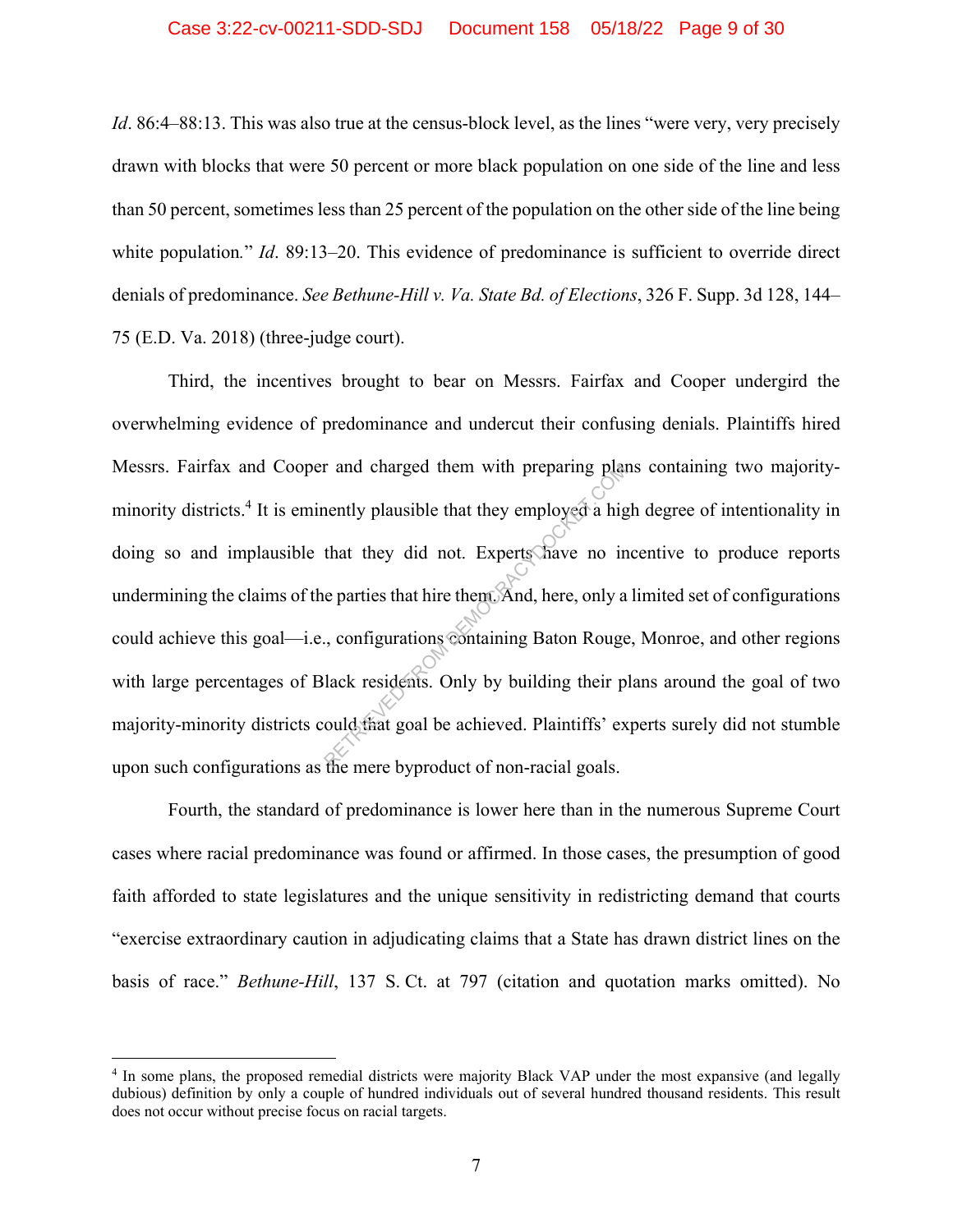*Id*. 86:4–88:13. This was also true at the census-block level, as the lines "were very, very precisely drawn with blocks that were 50 percent or more black population on one side of the line and less than 50 percent, sometimes less than 25 percent of the population on the other side of the line being white population." *Id*. 89:13–20. This evidence of predominance is sufficient to override direct denials of predominance. *See Bethune-Hill v. Va. State Bd. of Elections*, 326 F. Supp. 3d 128, 144–75 (E.D. Va. 2018) (three-judge court).

Third, the incentives brought to bear on Messrs. Fairfax and Cooper undergird the overwhelming evidence of predominance and undercut their confusing denials. Plaintiffs hired Messrs. Fairfax and Cooper and charged them with preparing plans containing two majority-minority districts.[4] It is eminently plausible that they employed a high degree of intentionality in doing so and implausible that they did not. Experts have no incentive to produce reports undermining the claims of the parties that hire them. And, here, only a limited set of configurations could achieve this goal—i.e., configurations containing Baton Rouge, Monroe, and other regions with large percentages of Black residents. Only by building their plans around the goal of two majority-minority districts could that goal be achieved. Plaintiffs' experts surely did not stumble upon such configurations as the mere byproduct of non-racial goals.

Fourth, the standard of predominance is lower here than in the numerous Supreme Court cases where racial predominance was found or affirmed. In those cases, the presumption of good faith afforded to state legislatures and the unique sensitivity in redistricting demand that courts "exercise extraordinary caution in adjudicating claims that a State has drawn district lines on the basis of race." *Bethune-Hill*, 137 S. Ct. at 797 (citation and quotation marks omitted). No

[4] In some plans, the proposed remedial districts were majority Black VAP under the most expansive (and legally dubious) definition by only a couple of hundred individuals out of several hundred thousand residents. This result does not occur without precise focus on racial targets.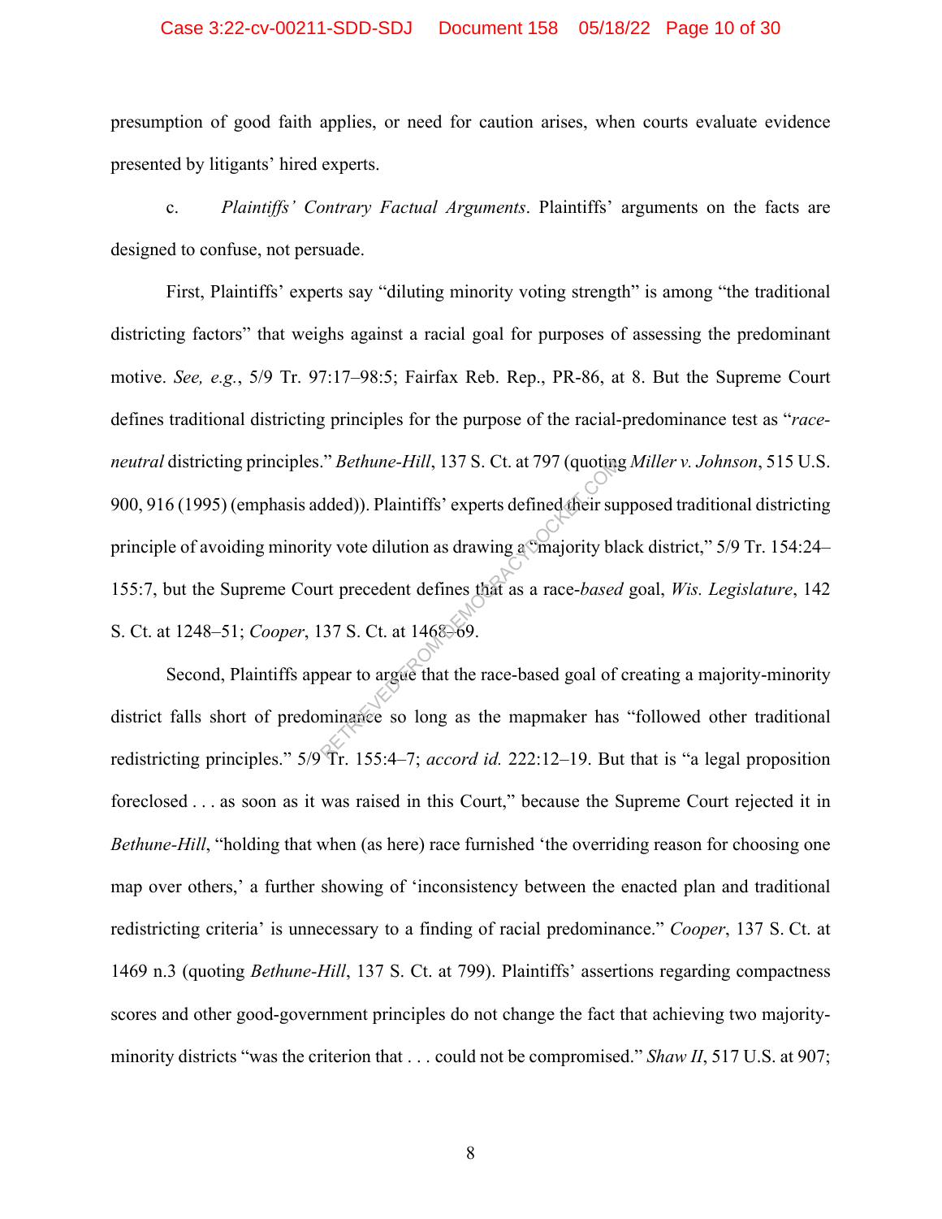presumption of good faith applies, or need for caution arises, when courts evaluate evidence presented by litigants' hired experts.

c. *Plaintiffs' Contrary Factual Arguments*. Plaintiffs' arguments on the facts are designed to confuse, not persuade.

First, Plaintiffs' experts say "diluting minority voting strength" is among "the traditional districting factors" that weighs against a racial goal for purposes of assessing the predominant motive. *See, e.g.*, 5/9 Tr. 97:17–98:5; Fairfax Reb. Rep., PR-86, at 8. But the Supreme Court defines traditional districting principles for the purpose of the racial-predominance test as "*race-neutral* districting principles." *Bethune-Hill*, 137 S. Ct. at 797 (quoting *Miller v. Johnson*, 515 U.S. 900, 916 (1995) (emphasis added)). Plaintiffs' experts defined their supposed traditional districting principle of avoiding minority vote dilution as drawing a "majority black district," 5/9 Tr. 154:24–155:7, but the Supreme Court precedent defines that as a race-*based* goal, *Wis. Legislature*, 142 S. Ct. at 1248–51; *Cooper*, 137 S. Ct. at 1468–69.

Second, Plaintiffs appear to argue that the race-based goal of creating a majority-minority district falls short of predominance so long as the mapmaker has "followed other traditional redistricting principles." 5/9 Tr. 155:4–7; *accord id.* 222:12–19. But that is "a legal proposition foreclosed . . . as soon as it was raised in this Court," because the Supreme Court rejected it in *Bethune-Hill*, "holding that when (as here) race furnished 'the overriding reason for choosing one map over others,' a further showing of 'inconsistency between the enacted plan and traditional redistricting criteria' is unnecessary to a finding of racial predominance." *Cooper*, 137 S. Ct. at 1469 n.3 (quoting *Bethune-Hill*, 137 S. Ct. at 799). Plaintiffs' assertions regarding compactness scores and other good-government principles do not change the fact that achieving two majority-minority districts "was the criterion that . . . could not be compromised." *Shaw II*, 517 U.S. at 907;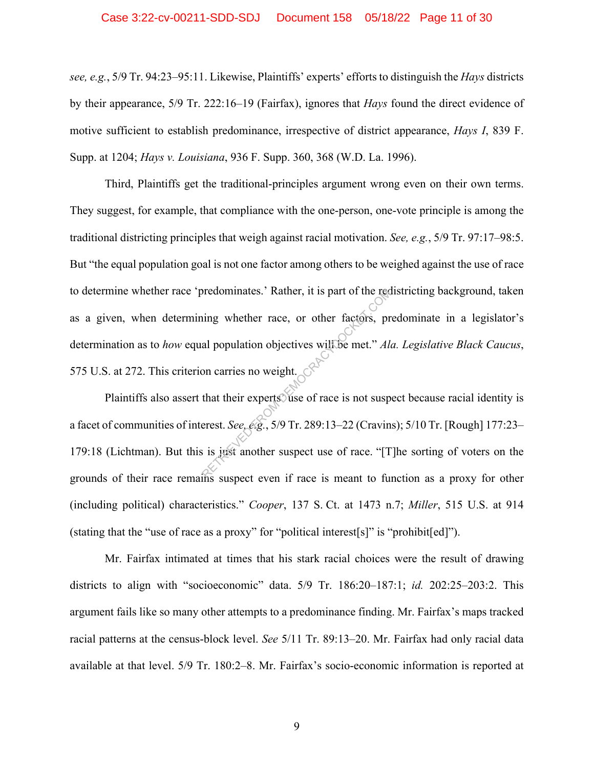*see, e.g.*, 5/9 Tr. 94:23–95:11. Likewise, Plaintiffs' experts' efforts to distinguish the *Hays* districts by their appearance, 5/9 Tr. 222:16–19 (Fairfax), ignores that *Hays* found the direct evidence of motive sufficient to establish predominance, irrespective of district appearance, *Hays I*, 839 F. Supp. at 1204; *Hays v. Louisiana*, 936 F. Supp. 360, 368 (W.D. La. 1996).

Third, Plaintiffs get the traditional-principles argument wrong even on their own terms. They suggest, for example, that compliance with the one-person, one-vote principle is among the traditional districting principles that weigh against racial motivation. *See, e.g.*, 5/9 Tr. 97:17–98:5. But "the equal population goal is not one factor among others to be weighed against the use of race to determine whether race 'predominates.' Rather, it is part of the redistricting background, taken as a given, when determining whether race, or other factors, predominate in a legislator's determination as to *how* equal population objectives will be met." *Ala. Legislative Black Caucus*, 575 U.S. at 272. This criterion carries no weight.

Plaintiffs also assert that their experts' use of race is not suspect because racial identity is a facet of communities of interest. *See, e.g.*, 5/9 Tr. 289:13–22 (Cravins); 5/10 Tr. [Rough] 177:23–179:18 (Lichtman). But this is just another suspect use of race. "[T]he sorting of voters on the grounds of their race remains suspect even if race is meant to function as a proxy for other (including political) characteristics." *Cooper*, 137 S. Ct. at 1473 n.7; *Miller*, 515 U.S. at 914 (stating that the "use of race as a proxy" for "political interest[s]" is "prohibit[ed]").

Mr. Fairfax intimated at times that his stark racial choices were the result of drawing districts to align with "socioeconomic" data. 5/9 Tr. 186:20–187:1; *id.* 202:25–203:2. This argument fails like so many other attempts to a predominance finding. Mr. Fairfax's maps tracked racial patterns at the census-block level. *See* 5/11 Tr. 89:13–20. Mr. Fairfax had only racial data available at that level. 5/9 Tr. 180:2–8. Mr. Fairfax's socio-economic information is reported at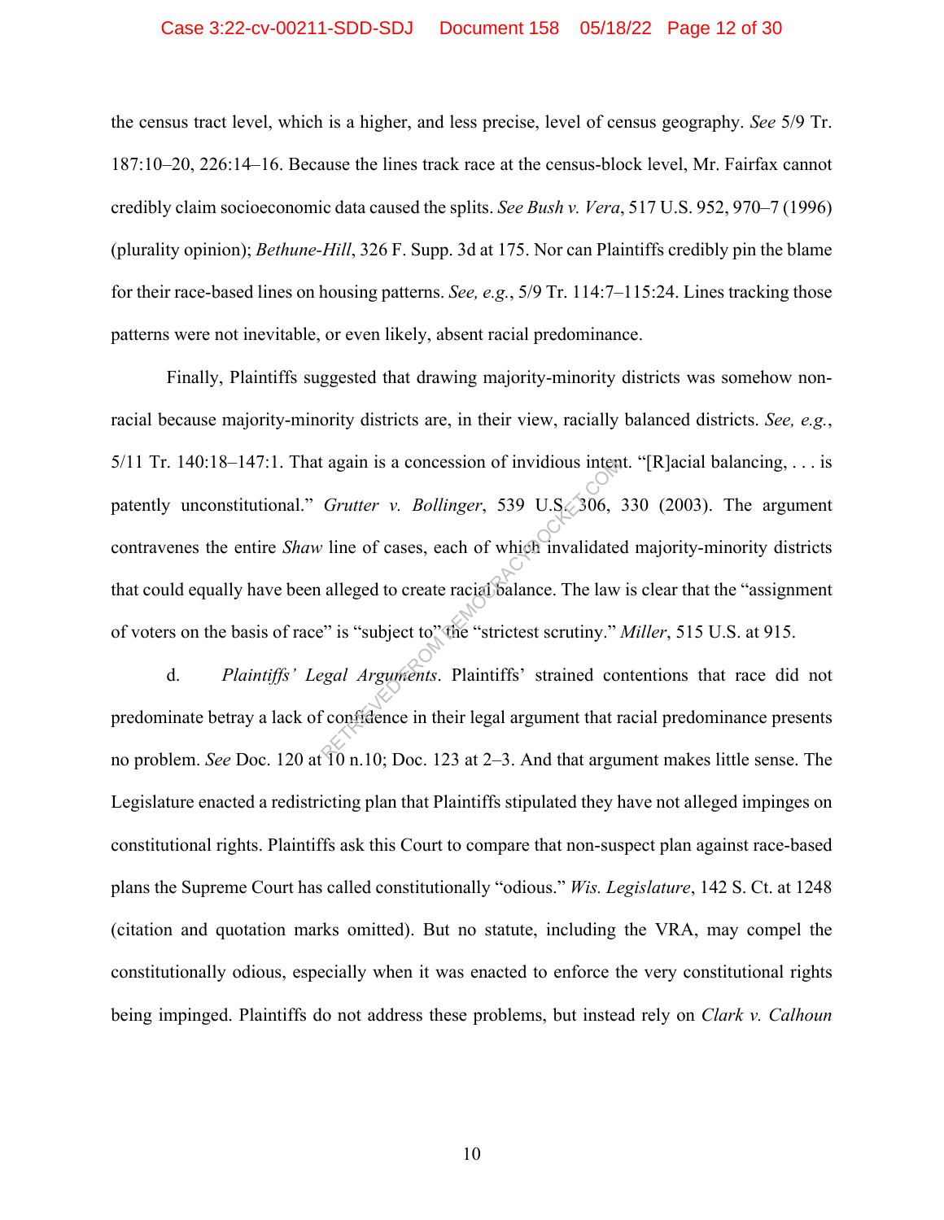the census tract level, which is a higher, and less precise, level of census geography. *See* 5/9 Tr. 187:10–20, 226:14–16. Because the lines track race at the census-block level, Mr. Fairfax cannot credibly claim socioeconomic data caused the splits. *See Bush v. Vera*, 517 U.S. 952, 970–7 (1996) (plurality opinion); *Bethune-Hill*, 326 F. Supp. 3d at 175. Nor can Plaintiffs credibly pin the blame for their race-based lines on housing patterns. *See, e.g.*, 5/9 Tr. 114:7–115:24. Lines tracking those patterns were not inevitable, or even likely, absent racial predominance.

Finally, Plaintiffs suggested that drawing majority-minority districts was somehow non-racial because majority-minority districts are, in their view, racially balanced districts. *See, e.g.*, 5/11 Tr. 140:18–147:1. That again is a concession of invidious intent. "[R]acial balancing, . . . is patently unconstitutional." *Grutter v. Bollinger*, 539 U.S. 306, 330 (2003). The argument contravenes the entire *Shaw* line of cases, each of which invalidated majority-minority districts that could equally have been alleged to create racial balance. The law is clear that the "assignment of voters on the basis of race" is "subject to" the "strictest scrutiny." *Miller*, 515 U.S. at 915.

d. *Plaintiffs' Legal Arguments*. Plaintiffs' strained contentions that race did not predominate betray a lack of confidence in their legal argument that racial predominance presents no problem. *See* Doc. 120 at 10 n.10; Doc. 123 at 2–3. And that argument makes little sense. The Legislature enacted a redistricting plan that Plaintiffs stipulated they have not alleged impinges on constitutional rights. Plaintiffs ask this Court to compare that non-suspect plan against race-based plans the Supreme Court has called constitutionally "odious." *Wis. Legislature*, 142 S. Ct. at 1248 (citation and quotation marks omitted). But no statute, including the VRA, may compel the constitutionally odious, especially when it was enacted to enforce the very constitutional rights being impinged. Plaintiffs do not address these problems, but instead rely on *Clark v. Calhoun*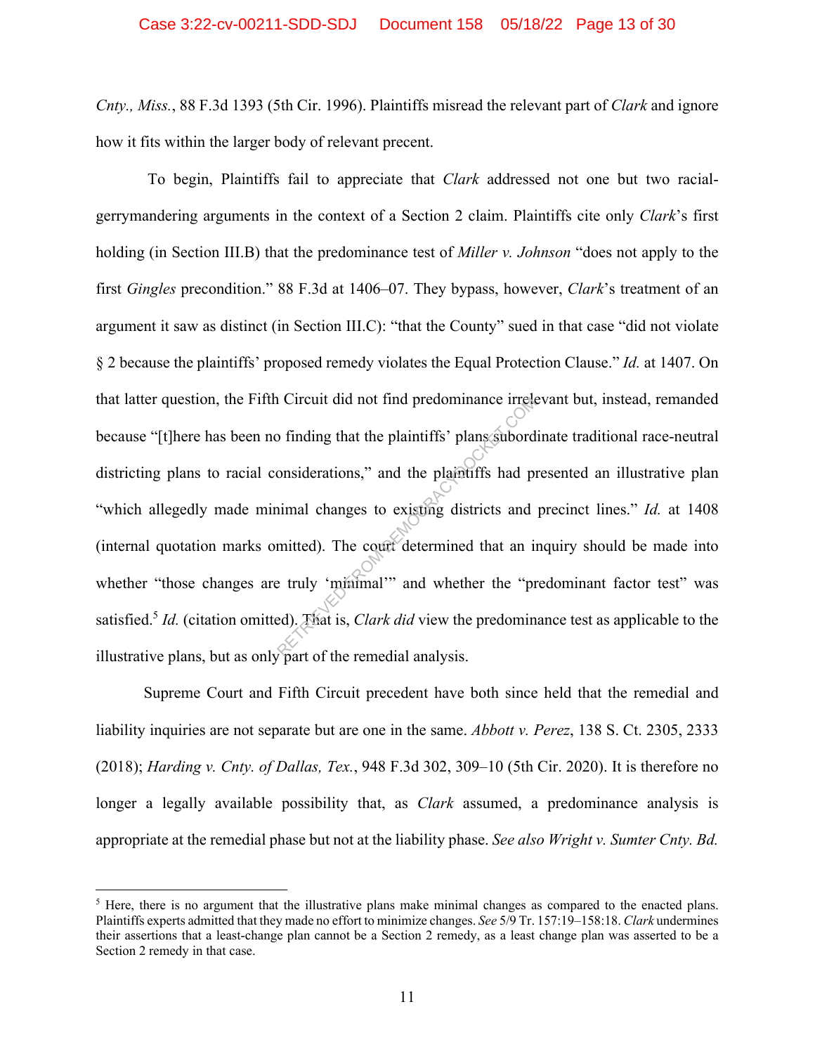*Cnty., Miss.*, 88 F.3d 1393 (5th Cir. 1996). Plaintiffs misread the relevant part of *Clark* and ignore how it fits within the larger body of relevant precent.

To begin, Plaintiffs fail to appreciate that *Clark* addressed not one but two racial-gerrymandering arguments in the context of a Section 2 claim. Plaintiffs cite only *Clark*'s first holding (in Section III.B) that the predominance test of *Miller v. Johnson* "does not apply to the first *Gingles* precondition." 88 F.3d at 1406–07. They bypass, however, *Clark*'s treatment of an argument it saw as distinct (in Section III.C): "that the County" sued in that case "did not violate § 2 because the plaintiffs' proposed remedy violates the Equal Protection Clause." *Id.* at 1407. On that latter question, the Fifth Circuit did not find predominance irrelevant but, instead, remanded because "[t]here has been no finding that the plaintiffs' plans subordinate traditional race-neutral districting plans to racial considerations," and the plaintiffs had presented an illustrative plan "which allegedly made minimal changes to existing districts and precinct lines." *Id.* at 1408 (internal quotation marks omitted). The court determined that an inquiry should be made into whether "those changes are truly 'minimal'" and whether the "predominant factor test" was satisfied.[5] *Id.* (citation omitted). That is, *Clark did* view the predominance test as applicable to the illustrative plans, but as only part of the remedial analysis.

Supreme Court and Fifth Circuit precedent have both since held that the remedial and liability inquiries are not separate but are one in the same. *Abbott v. Perez*, 138 S. Ct. 2305, 2333 (2018); *Harding v. Cnty. of Dallas, Tex.*, 948 F.3d 302, 309–10 (5th Cir. 2020). It is therefore no longer a legally available possibility that, as *Clark* assumed, a predominance analysis is appropriate at the remedial phase but not at the liability phase. *See also Wright v. Sumter Cnty. Bd.*

---

[5] Here, there is no argument that the illustrative plans make minimal changes as compared to the enacted plans. Plaintiffs experts admitted that they made no effort to minimize changes. *See* 5/9 Tr. 157:19–158:18. *Clark* undermines their assertions that a least-change plan cannot be a Section 2 remedy, as a least change plan was asserted to be a Section 2 remedy in that case.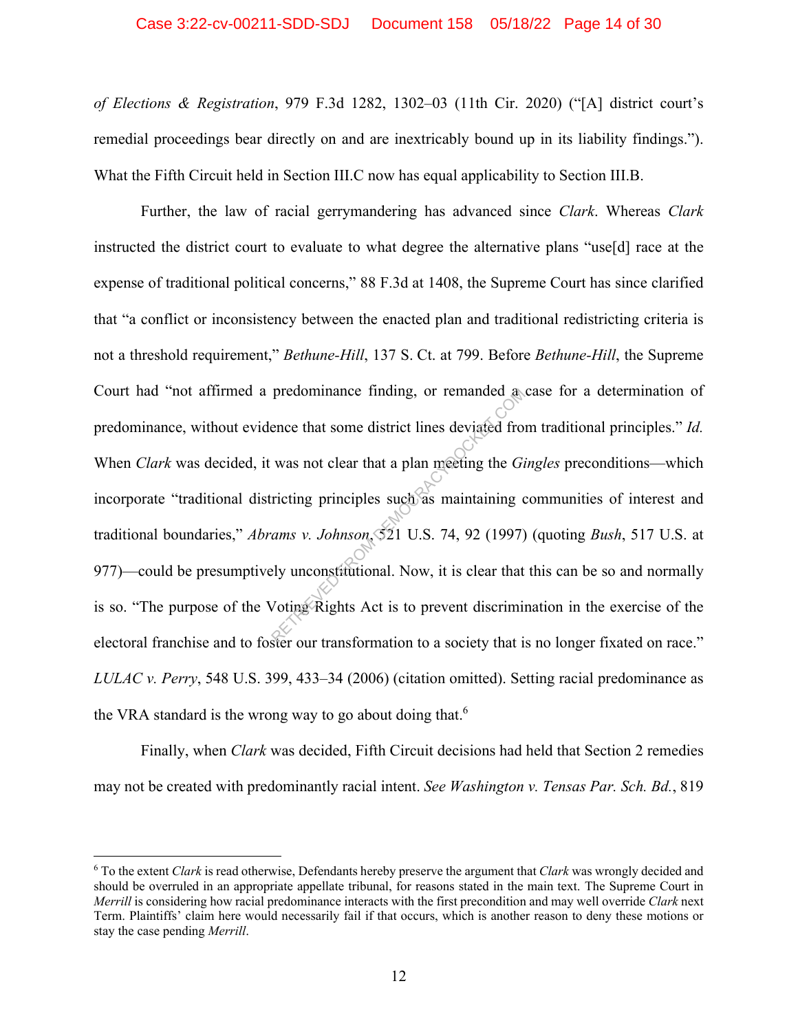*of Elections & Registration*, 979 F.3d 1282, 1302–03 (11th Cir. 2020) ("[A] district court's remedial proceedings bear directly on and are inextricably bound up in its liability findings."). What the Fifth Circuit held in Section III.C now has equal applicability to Section III.B.

Further, the law of racial gerrymandering has advanced since *Clark*. Whereas *Clark* instructed the district court to evaluate to what degree the alternative plans "use[d] race at the expense of traditional political concerns," 88 F.3d at 1408, the Supreme Court has since clarified that "a conflict or inconsistency between the enacted plan and traditional redistricting criteria is not a threshold requirement," *Bethune-Hill*, 137 S. Ct. at 799. Before *Bethune-Hill*, the Supreme Court had "not affirmed a predominance finding, or remanded a case for a determination of predominance, without evidence that some district lines deviated from traditional principles." *Id.* When *Clark* was decided, it was not clear that a plan meeting the *Gingles* preconditions—which incorporate "traditional districting principles such as maintaining communities of interest and traditional boundaries," *Abrams v. Johnson*, 521 U.S. 74, 92 (1997) (quoting *Bush*, 517 U.S. at 977)—could be presumptively unconstitutional. Now, it is clear that this can be so and normally is so. "The purpose of the Voting Rights Act is to prevent discrimination in the exercise of the electoral franchise and to foster our transformation to a society that is no longer fixated on race." *LULAC v. Perry*, 548 U.S. 399, 433–34 (2006) (citation omitted). Setting racial predominance as the VRA standard is the wrong way to go about doing that.[6]

Finally, when *Clark* was decided, Fifth Circuit decisions had held that Section 2 remedies may not be created with predominantly racial intent. *See Washington v. Tensas Par. Sch. Bd.*, 819

---

[6] To the extent *Clark* is read otherwise, Defendants hereby preserve the argument that *Clark* was wrongly decided and should be overruled in an appropriate appellate tribunal, for reasons stated in the main text. The Supreme Court in *Merrill* is considering how racial predominance interacts with the first precondition and may well override *Clark* next Term. Plaintiffs' claim here would necessarily fail if that occurs, which is another reason to deny these motions or stay the case pending *Merrill*.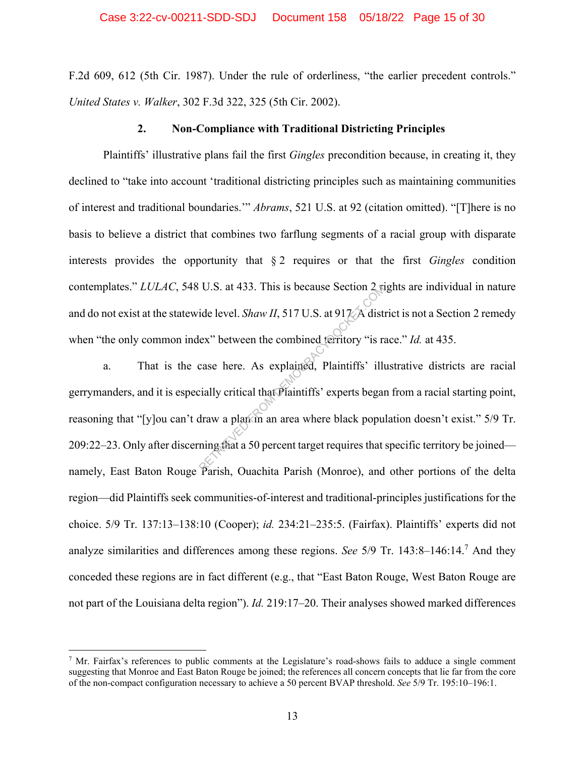F.2d 609, 612 (5th Cir. 1987). Under the rule of orderliness, "the earlier precedent controls." *United States v. Walker*, 302 F.3d 322, 325 (5th Cir. 2002).

### 2. Non-Compliance with Traditional Districting Principles

Plaintiffs' illustrative plans fail the first *Gingles* precondition because, in creating it, they declined to "take into account 'traditional districting principles such as maintaining communities of interest and traditional boundaries.'" *Abrams*, 521 U.S. at 92 (citation omitted). "[T]here is no basis to believe a district that combines two farflung segments of a racial group with disparate interests provides the opportunity that § 2 requires or that the first *Gingles* condition contemplates." *LULAC*, 548 U.S. at 433. This is because Section 2 rights are individual in nature and do not exist at the statewide level. *Shaw II*, 517 U.S. at 917. A district is not a Section 2 remedy when "the only common index" between the combined territory "is race." *Id.* at 435.

a. That is the case here. As explained, Plaintiffs' illustrative districts are racial gerrymanders, and it is especially critical that Plaintiffs' experts began from a racial starting point, reasoning that "[y]ou can't draw a plan in an area where black population doesn't exist." 5/9 Tr. 209:22–23. Only after discerning that a 50 percent target requires that specific territory be joined—namely, East Baton Rouge Parish, Ouachita Parish (Monroe), and other portions of the delta region—did Plaintiffs seek communities-of-interest and traditional-principles justifications for the choice. 5/9 Tr. 137:13–138:10 (Cooper); *id.* 234:21–235:5. (Fairfax). Plaintiffs' experts did not analyze similarities and differences among these regions. *See* 5/9 Tr. 143:8–146:14.[7] And they conceded these regions are in fact different (e.g., that "East Baton Rouge, West Baton Rouge are not part of the Louisiana delta region"). *Id.* 219:17–20. Their analyses showed marked differences

[7] Mr. Fairfax's references to public comments at the Legislature's road-shows fails to adduce a single comment suggesting that Monroe and East Baton Rouge be joined; the references all concern concepts that lie far from the core of the non-compact configuration necessary to achieve a 50 percent BVAP threshold. *See* 5/9 Tr. 195:10–196:1.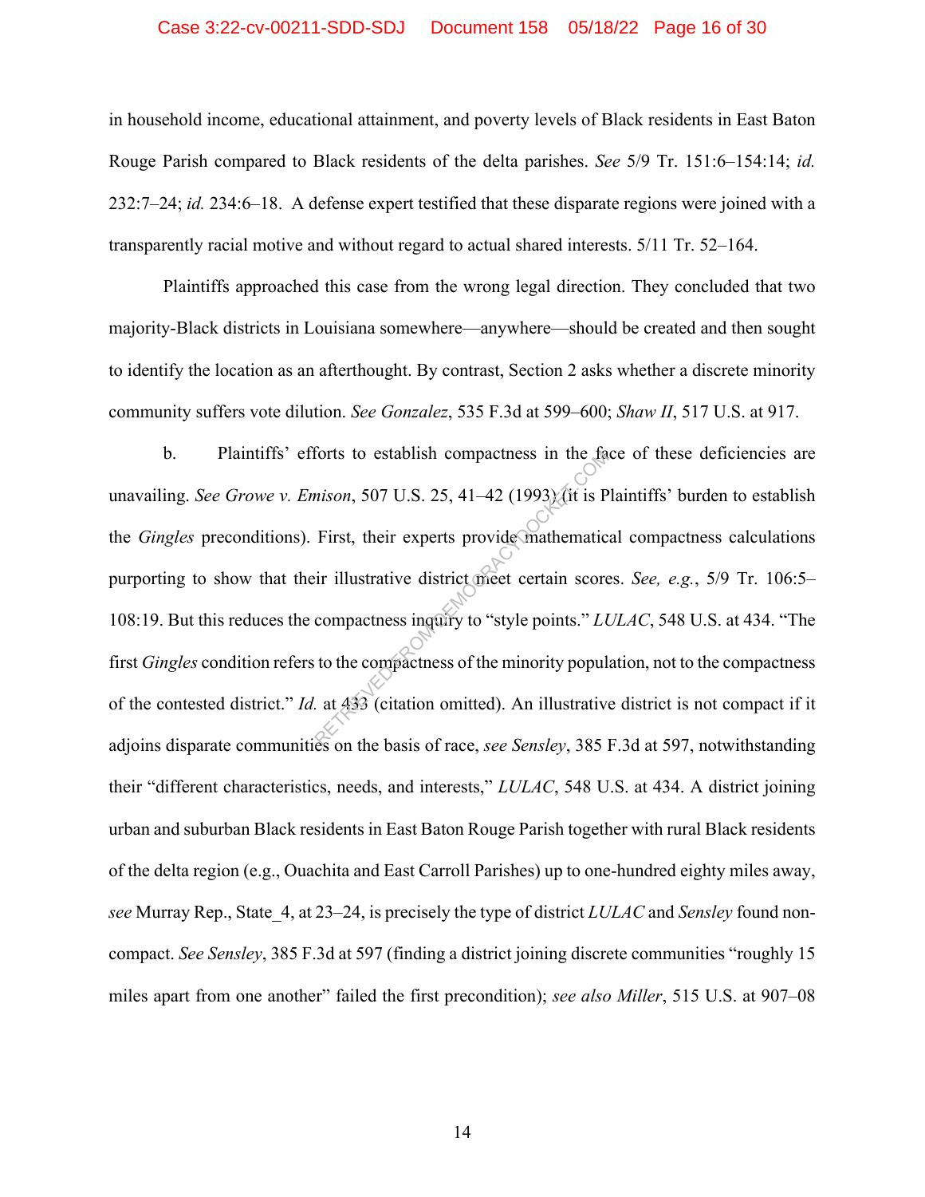in household income, educational attainment, and poverty levels of Black residents in East Baton Rouge Parish compared to Black residents of the delta parishes. *See* 5/9 Tr. 151:6–154:14; *id.* 232:7–24; *id.* 234:6–18. A defense expert testified that these disparate regions were joined with a transparently racial motive and without regard to actual shared interests. 5/11 Tr. 52–164.

Plaintiffs approached this case from the wrong legal direction. They concluded that two majority-Black districts in Louisiana somewhere—anywhere—should be created and then sought to identify the location as an afterthought. By contrast, Section 2 asks whether a discrete minority community suffers vote dilution. *See Gonzalez*, 535 F.3d at 599–600; *Shaw II*, 517 U.S. at 917.

b. Plaintiffs' efforts to establish compactness in the face of these deficiencies are unavailing. *See Growe v. Emison*, 507 U.S. 25, 41–42 (1993) (it is Plaintiffs' burden to establish the *Gingles* preconditions). First, their experts provide mathematical compactness calculations purporting to show that their illustrative district meet certain scores. *See, e.g.*, 5/9 Tr. 106:5–108:19. But this reduces the compactness inquiry to "style points." *LULAC*, 548 U.S. at 434. "The first *Gingles* condition refers to the compactness of the minority population, not to the compactness of the contested district." *Id.* at 433 (citation omitted). An illustrative district is not compact if it adjoins disparate communities on the basis of race, *see Sensley*, 385 F.3d at 597, notwithstanding their "different characteristics, needs, and interests," *LULAC*, 548 U.S. at 434. A district joining urban and suburban Black residents in East Baton Rouge Parish together with rural Black residents of the delta region (e.g., Ouachita and East Carroll Parishes) up to one-hundred eighty miles away, *see* Murray Rep., State_4, at 23–24, is precisely the type of district *LULAC* and *Sensley* found non-compact. *See Sensley*, 385 F.3d at 597 (finding a district joining discrete communities "roughly 15 miles apart from one another" failed the first precondition); *see also Miller*, 515 U.S. at 907–08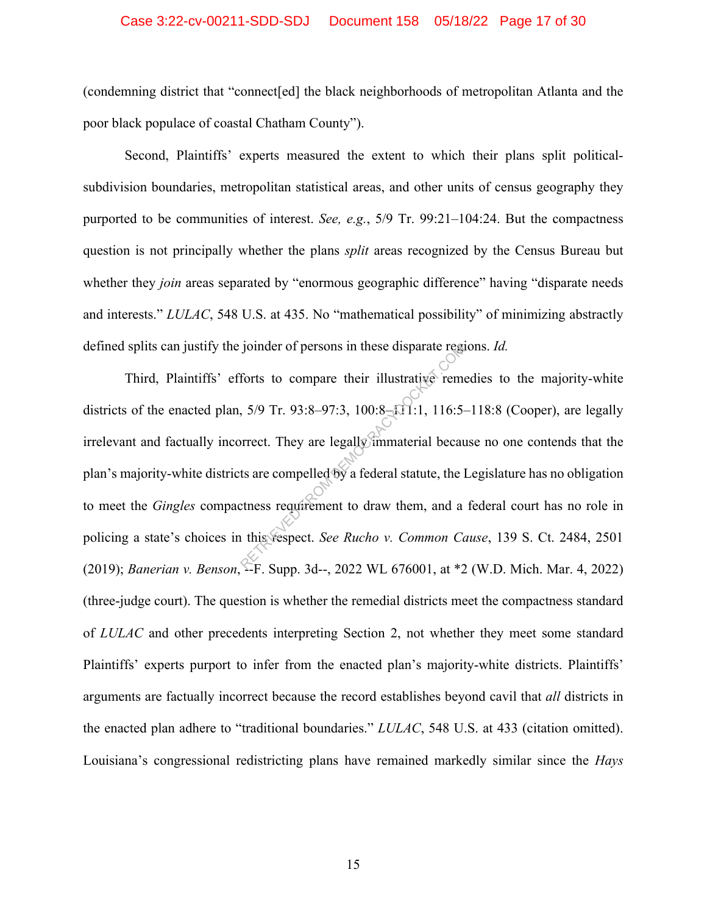(condemning district that "connect[ed] the black neighborhoods of metropolitan Atlanta and the poor black populace of coastal Chatham County").

Second, Plaintiffs' experts measured the extent to which their plans split political-subdivision boundaries, metropolitan statistical areas, and other units of census geography they purported to be communities of interest. *See, e.g.*, 5/9 Tr. 99:21–104:24. But the compactness question is not principally whether the plans *split* areas recognized by the Census Bureau but whether they *join* areas separated by "enormous geographic difference" having "disparate needs and interests." *LULAC*, 548 U.S. at 435. No "mathematical possibility" of minimizing abstractly defined splits can justify the joinder of persons in these disparate regions. *Id.*

Third, Plaintiffs' efforts to compare their illustrative remedies to the majority-white districts of the enacted plan, 5/9 Tr. 93:8–97:3, 100:8–111:1, 116:5–118:8 (Cooper), are legally irrelevant and factually incorrect. They are legally immaterial because no one contends that the plan's majority-white districts are compelled by a federal statute, the Legislature has no obligation to meet the *Gingles* compactness requirement to draw them, and a federal court has no role in policing a state's choices in this respect. *See Rucho v. Common Cause*, 139 S. Ct. 2484, 2501 (2019); *Banerian v. Benson*, --F. Supp. 3d--, 2022 WL 676001, at *2 (W.D. Mich. Mar. 4, 2022) (three-judge court). The question is whether the remedial districts meet the compactness standard of *LULAC* and other precedents interpreting Section 2, not whether they meet some standard Plaintiffs' experts purport to infer from the enacted plan's majority-white districts. Plaintiffs' arguments are factually incorrect because the record establishes beyond cavil that *all* districts in the enacted plan adhere to "traditional boundaries." *LULAC*, 548 U.S. at 433 (citation omitted). Louisiana's congressional redistricting plans have remained markedly similar since the *Hays*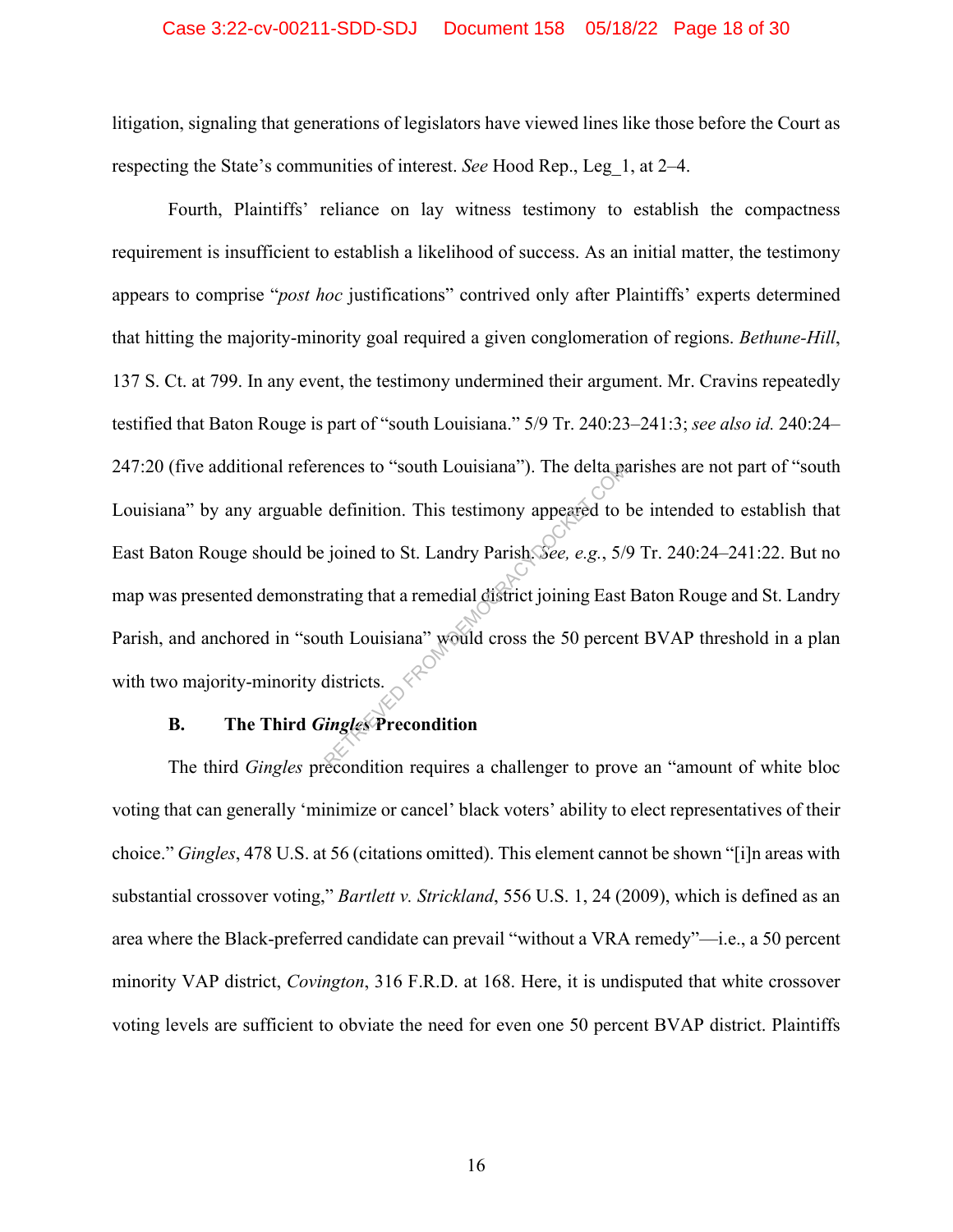litigation, signaling that generations of legislators have viewed lines like those before the Court as respecting the State's communities of interest. *See* Hood Rep., Leg_1, at 2–4.

Fourth, Plaintiffs' reliance on lay witness testimony to establish the compactness requirement is insufficient to establish a likelihood of success. As an initial matter, the testimony appears to comprise "*post hoc* justifications" contrived only after Plaintiffs' experts determined that hitting the majority-minority goal required a given conglomeration of regions. *Bethune-Hill*, 137 S. Ct. at 799. In any event, the testimony undermined their argument. Mr. Cravins repeatedly testified that Baton Rouge is part of "south Louisiana." 5/9 Tr. 240:23–241:3; *see also id.* 240:24–247:20 (five additional references to "south Louisiana"). The delta parishes are not part of "south Louisiana" by any arguable definition. This testimony appeared to be intended to establish that East Baton Rouge should be joined to St. Landry Parish. *See, e.g.*, 5/9 Tr. 240:24–241:22. But no map was presented demonstrating that a remedial district joining East Baton Rouge and St. Landry Parish, and anchored in "south Louisiana" would cross the 50 percent BVAP threshold in a plan with two majority-minority districts.

### B. The Third *Gingles* Precondition

The third *Gingles* precondition requires a challenger to prove an "amount of white bloc voting that can generally 'minimize or cancel' black voters' ability to elect representatives of their choice." *Gingles*, 478 U.S. at 56 (citations omitted). This element cannot be shown "[i]n areas with substantial crossover voting," *Bartlett v. Strickland*, 556 U.S. 1, 24 (2009), which is defined as an area where the Black-preferred candidate can prevail "without a VRA remedy"—i.e., a 50 percent minority VAP district, *Covington*, 316 F.R.D. at 168. Here, it is undisputed that white crossover voting levels are sufficient to obviate the need for even one 50 percent BVAP district. Plaintiffs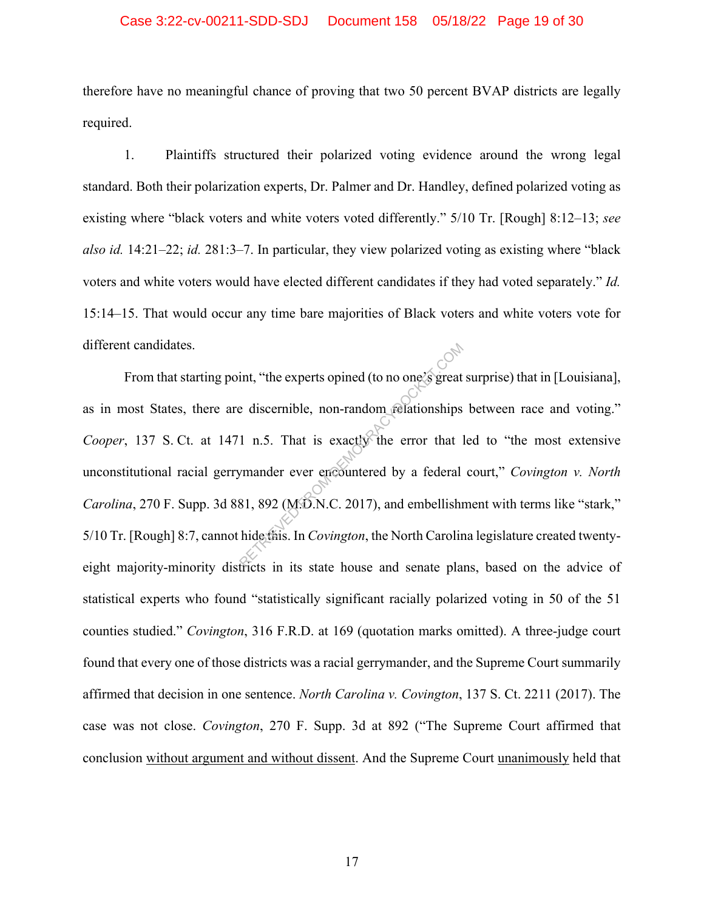therefore have no meaningful chance of proving that two 50 percent BVAP districts are legally required.

1. Plaintiffs structured their polarized voting evidence around the wrong legal standard. Both their polarization experts, Dr. Palmer and Dr. Handley, defined polarized voting as existing where "black voters and white voters voted differently." 5/10 Tr. [Rough] 8:12–13; *see also id.* 14:21–22; *id.* 281:3–7. In particular, they view polarized voting as existing where "black voters and white voters would have elected different candidates if they had voted separately." *Id.* 15:14–15. That would occur any time bare majorities of Black voters and white voters vote for different candidates.

From that starting point, "the experts opined (to no one's great surprise) that in [Louisiana], as in most States, there are discernible, non-random relationships between race and voting." *Cooper*, 137 S. Ct. at 1471 n.5. That is exactly the error that led to "the most extensive unconstitutional racial gerrymander ever encountered by a federal court," *Covington v. North Carolina*, 270 F. Supp. 3d 881, 892 (M.D.N.C. 2017), and embellishment with terms like "stark," 5/10 Tr. [Rough] 8:7, cannot hide this. In *Covington*, the North Carolina legislature created twenty-eight majority-minority districts in its state house and senate plans, based on the advice of statistical experts who found "statistically significant racially polarized voting in 50 of the 51 counties studied." *Covington*, 316 F.R.D. at 169 (quotation marks omitted). A three-judge court found that every one of those districts was a racial gerrymander, and the Supreme Court summarily affirmed that decision in one sentence. *North Carolina v. Covington*, 137 S. Ct. 2211 (2017). The case was not close. *Covington*, 270 F. Supp. 3d at 892 ("The Supreme Court affirmed that conclusion <u>without argument and without dissent</u>. And the Supreme Court <u>unanimously</u> held that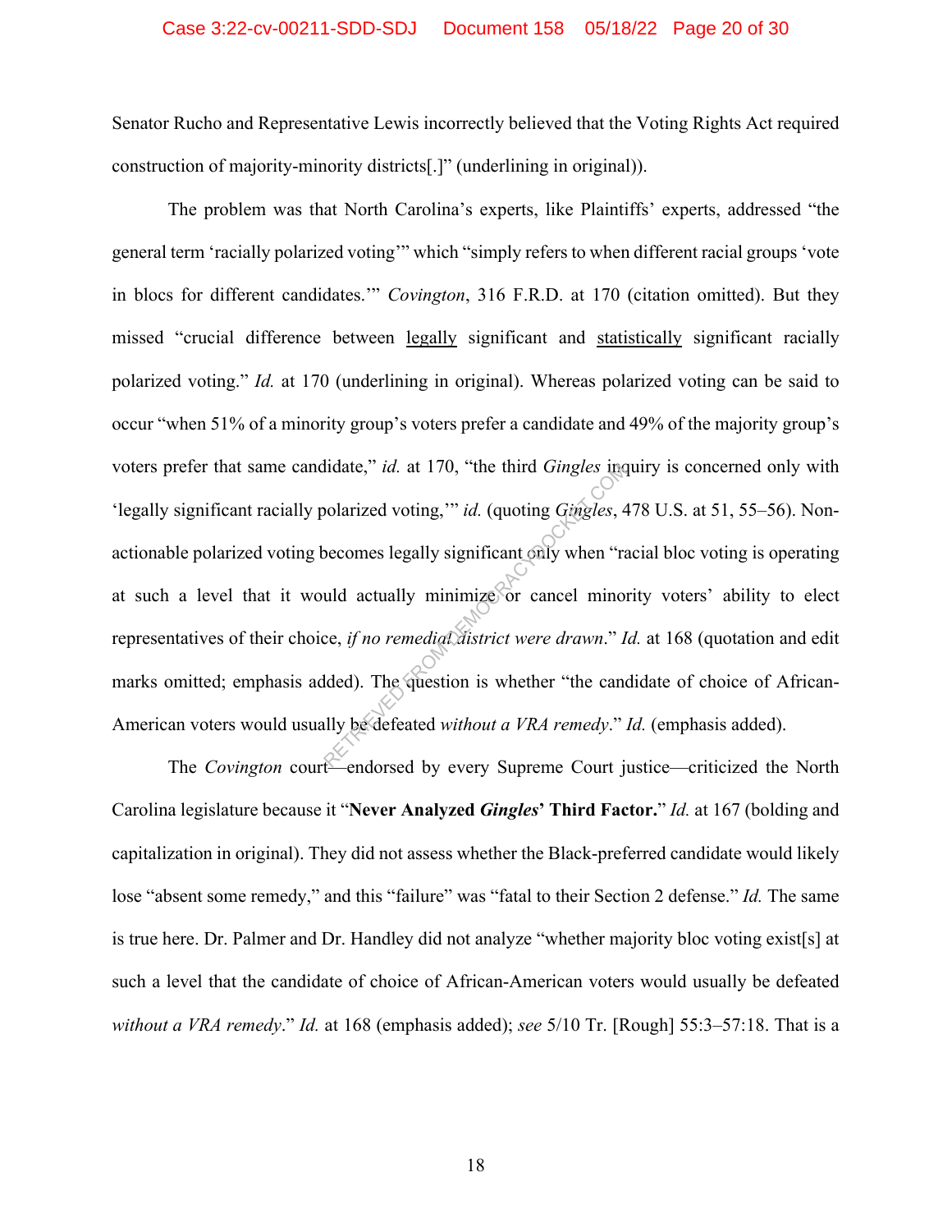Senator Rucho and Representative Lewis incorrectly believed that the Voting Rights Act required construction of majority-minority districts[.]" (underlining in original)).

The problem was that North Carolina's experts, like Plaintiffs' experts, addressed "the general term 'racially polarized voting'" which "simply refers to when different racial groups 'vote in blocs for different candidates.'" *Covington*, 316 F.R.D. at 170 (citation omitted). But they missed "crucial difference between legally significant and statistically significant racially polarized voting." *Id.* at 170 (underlining in original). Whereas polarized voting can be said to occur "when 51% of a minority group's voters prefer a candidate and 49% of the majority group's voters prefer that same candidate," *id.* at 170, "the third *Gingles* inquiry is concerned only with 'legally significant racially polarized voting,'" *id.* (quoting *Gingles*, 478 U.S. at 51, 55–56). Non-actionable polarized voting becomes legally significant only when "racial bloc voting is operating at such a level that it would actually minimize or cancel minority voters' ability to elect representatives of their choice, *if no remedial district were drawn*." *Id.* at 168 (quotation and edit marks omitted; emphasis added). The question is whether "the candidate of choice of African-American voters would usually be defeated *without a VRA remedy*." *Id.* (emphasis added).

The *Covington* court—endorsed by every Supreme Court justice—criticized the North Carolina legislature because it "**Never Analyzed *Gingles*' Third Factor.**" *Id.* at 167 (bolding and capitalization in original). They did not assess whether the Black-preferred candidate would likely lose "absent some remedy," and this "failure" was "fatal to their Section 2 defense." *Id.* The same is true here. Dr. Palmer and Dr. Handley did not analyze "whether majority bloc voting exist[s] at such a level that the candidate of choice of African-American voters would usually be defeated *without a VRA remedy*." *Id.* at 168 (emphasis added); *see* 5/10 Tr. [Rough] 55:3–57:18. That is a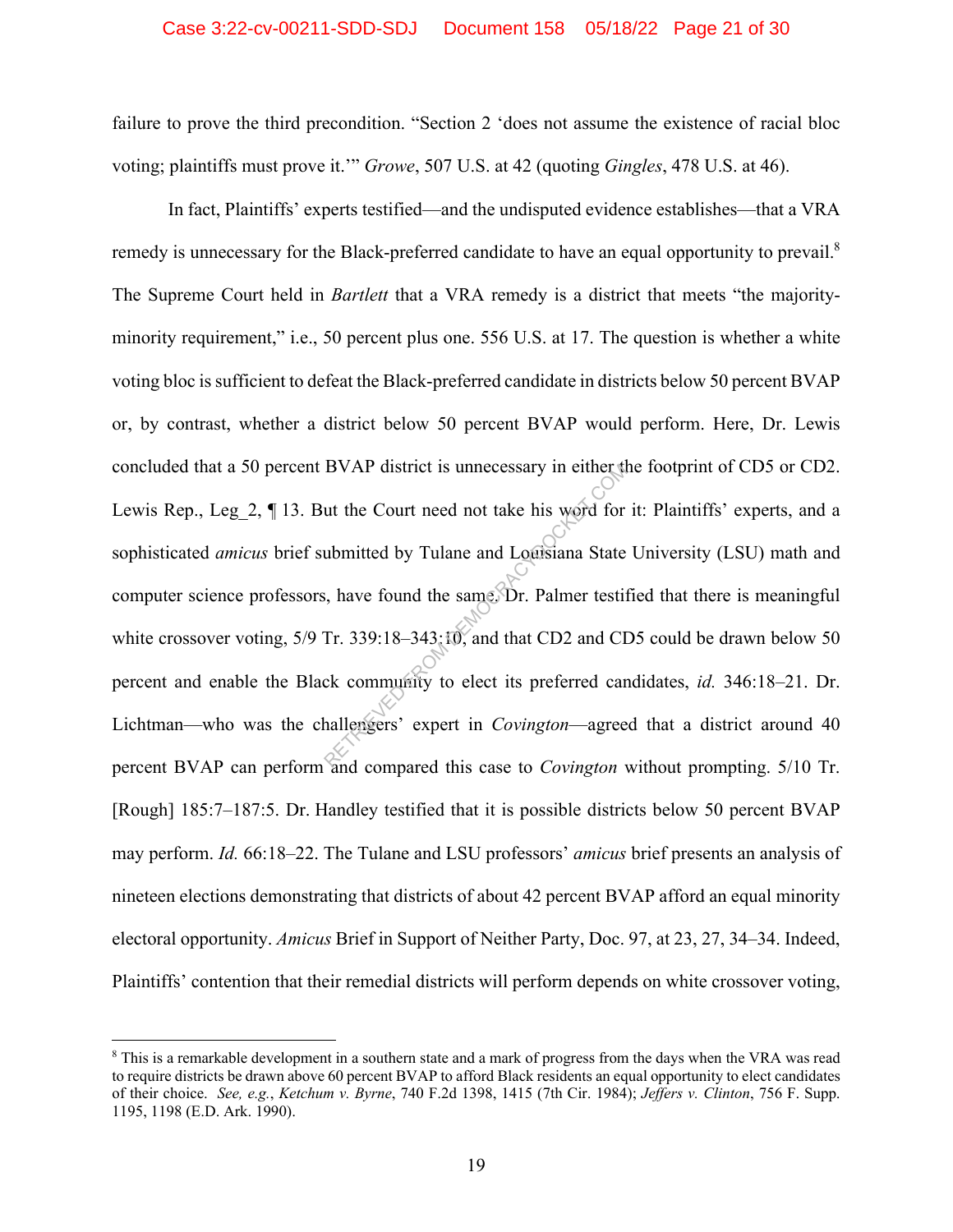failure to prove the third precondition. "Section 2 'does not assume the existence of racial bloc voting; plaintiffs must prove it.'" *Growe*, 507 U.S. at 42 (quoting *Gingles*, 478 U.S. at 46).

In fact, Plaintiffs' experts testified—and the undisputed evidence establishes—that a VRA remedy is unnecessary for the Black-preferred candidate to have an equal opportunity to prevail.[8] The Supreme Court held in *Bartlett* that a VRA remedy is a district that meets "the majority-minority requirement," i.e., 50 percent plus one. 556 U.S. at 17. The question is whether a white voting bloc is sufficient to defeat the Black-preferred candidate in districts below 50 percent BVAP or, by contrast, whether a district below 50 percent BVAP would perform. Here, Dr. Lewis concluded that a 50 percent BVAP district is unnecessary in either the footprint of CD5 or CD2. Lewis Rep., Leg_2, ¶ 13. But the Court need not take his word for it: Plaintiffs' experts, and a sophisticated *amicus* brief submitted by Tulane and Louisiana State University (LSU) math and computer science professors, have found the same. Dr. Palmer testified that there is meaningful white crossover voting, 5/9 Tr. 339:18–343:10, and that CD2 and CD5 could be drawn below 50 percent and enable the Black community to elect its preferred candidates, *id.* 346:18–21. Dr. Lichtman—who was the challengers' expert in *Covington*—agreed that a district around 40 percent BVAP can perform and compared this case to *Covington* without prompting. 5/10 Tr. [Rough] 185:7–187:5. Dr. Handley testified that it is possible districts below 50 percent BVAP may perform. *Id.* 66:18–22. The Tulane and LSU professors' *amicus* brief presents an analysis of nineteen elections demonstrating that districts of about 42 percent BVAP afford an equal minority electoral opportunity. *Amicus* Brief in Support of Neither Party, Doc. 97, at 23, 27, 34–34. Indeed, Plaintiffs' contention that their remedial districts will perform depends on white crossover voting,

---

[8] This is a remarkable development in a southern state and a mark of progress from the days when the VRA was read to require districts be drawn above 60 percent BVAP to afford Black residents an equal opportunity to elect candidates of their choice. *See, e.g.*, *Ketchum v. Byrne*, 740 F.2d 1398, 1415 (7th Cir. 1984); *Jeffers v. Clinton*, 756 F. Supp. 1195, 1198 (E.D. Ark. 1990).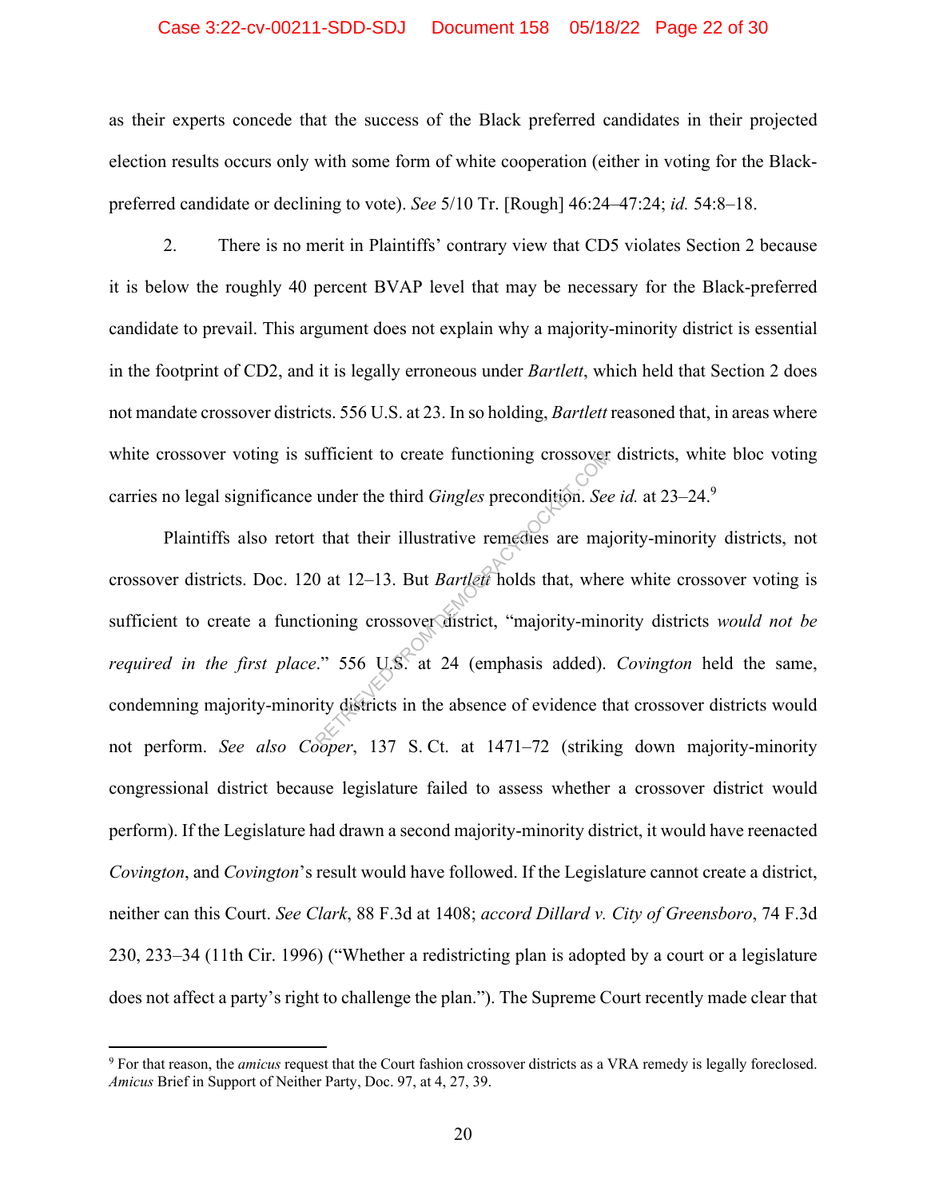as their experts concede that the success of the Black preferred candidates in their projected election results occurs only with some form of white cooperation (either in voting for the Black-preferred candidate or declining to vote). *See* 5/10 Tr. [Rough] 46:24–47:24; *id.* 54:8–18.

2. There is no merit in Plaintiffs' contrary view that CD5 violates Section 2 because it is below the roughly 40 percent BVAP level that may be necessary for the Black-preferred candidate to prevail. This argument does not explain why a majority-minority district is essential in the footprint of CD2, and it is legally erroneous under *Bartlett*, which held that Section 2 does not mandate crossover districts. 556 U.S. at 23. In so holding, *Bartlett* reasoned that, in areas where white crossover voting is sufficient to create functioning crossover districts, white bloc voting carries no legal significance under the third *Gingles* precondition. *See id.* at 23–24.[9]

Plaintiffs also retort that their illustrative remedies are majority-minority districts, not crossover districts. Doc. 120 at 12–13. But *Bartlett* holds that, where white crossover voting is sufficient to create a functioning crossover district, "majority-minority districts *would not be required in the first place*." 556 U.S. at 24 (emphasis added). *Covington* held the same, condemning majority-minority districts in the absence of evidence that crossover districts would not perform. *See also Cooper*, 137 S. Ct. at 1471–72 (striking down majority-minority congressional district because legislature failed to assess whether a crossover district would perform). If the Legislature had drawn a second majority-minority district, it would have reenacted *Covington*, and *Covington*'s result would have followed. If the Legislature cannot create a district, neither can this Court. *See Clark*, 88 F.3d at 1408; *accord Dillard v. City of Greensboro*, 74 F.3d 230, 233–34 (11th Cir. 1996) ("Whether a redistricting plan is adopted by a court or a legislature does not affect a party's right to challenge the plan."). The Supreme Court recently made clear that

[9] For that reason, the *amicus* request that the Court fashion crossover districts as a VRA remedy is legally foreclosed. *Amicus* Brief in Support of Neither Party, Doc. 97, at 4, 27, 39.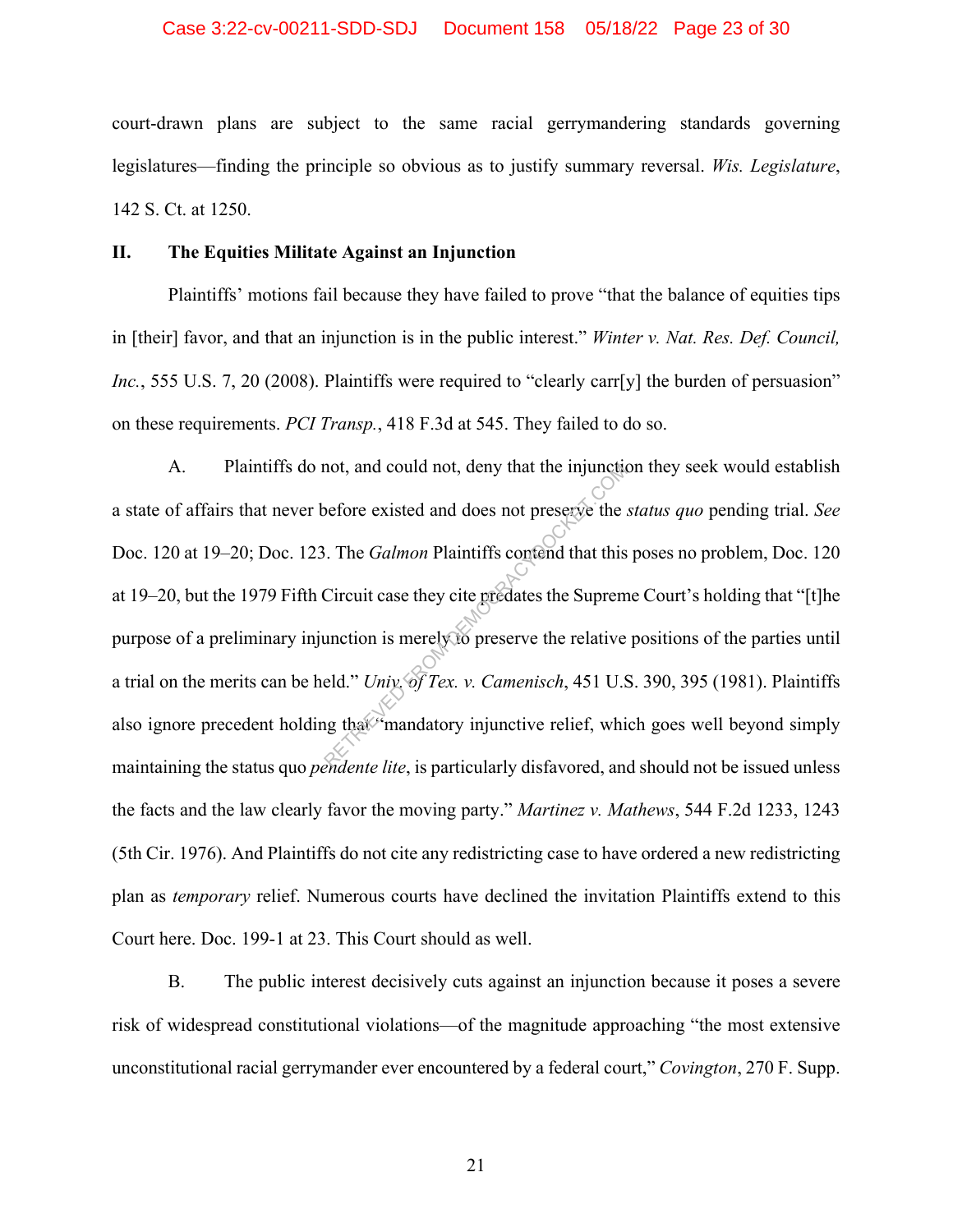court-drawn plans are subject to the same racial gerrymandering standards governing legislatures—finding the principle so obvious as to justify summary reversal. *Wis. Legislature*, 142 S. Ct. at 1250.

## II. The Equities Militate Against an Injunction

Plaintiffs' motions fail because they have failed to prove "that the balance of equities tips in [their] favor, and that an injunction is in the public interest." *Winter v. Nat. Res. Def. Council, Inc.*, 555 U.S. 7, 20 (2008). Plaintiffs were required to "clearly carr[y] the burden of persuasion" on these requirements. *PCI Transp.*, 418 F.3d at 545. They failed to do so.

A. Plaintiffs do not, and could not, deny that the injunction they seek would establish a state of affairs that never before existed and does not preserve the *status quo* pending trial. *See* Doc. 120 at 19–20; Doc. 123. The *Galmon* Plaintiffs contend that this poses no problem, Doc. 120 at 19–20, but the 1979 Fifth Circuit case they cite predates the Supreme Court's holding that "[t]he purpose of a preliminary injunction is merely to preserve the relative positions of the parties until a trial on the merits can be held." *Univ. of Tex. v. Camenisch*, 451 U.S. 390, 395 (1981). Plaintiffs also ignore precedent holding that "mandatory injunctive relief, which goes well beyond simply maintaining the status quo *pendente lite*, is particularly disfavored, and should not be issued unless the facts and the law clearly favor the moving party." *Martinez v. Mathews*, 544 F.2d 1233, 1243 (5th Cir. 1976). And Plaintiffs do not cite any redistricting case to have ordered a new redistricting plan as *temporary* relief. Numerous courts have declined the invitation Plaintiffs extend to this Court here. Doc. 199-1 at 23. This Court should as well.

B. The public interest decisively cuts against an injunction because it poses a severe risk of widespread constitutional violations—of the magnitude approaching "the most extensive unconstitutional racial gerrymander ever encountered by a federal court," *Covington*, 270 F. Supp.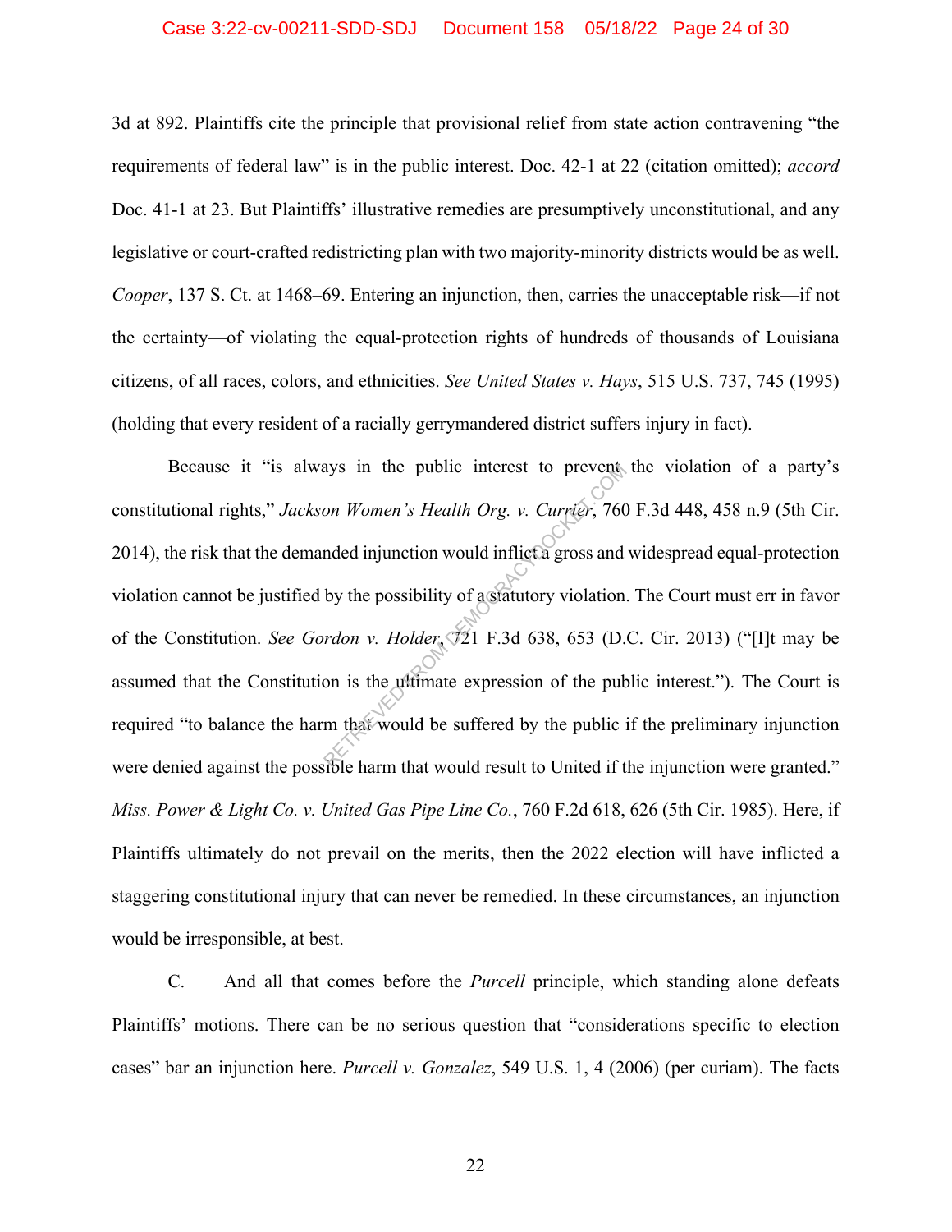3d at 892. Plaintiffs cite the principle that provisional relief from state action contravening "the requirements of federal law" is in the public interest. Doc. 42-1 at 22 (citation omitted); *accord* Doc. 41-1 at 23. But Plaintiffs' illustrative remedies are presumptively unconstitutional, and any legislative or court-crafted redistricting plan with two majority-minority districts would be as well. *Cooper*, 137 S. Ct. at 1468–69. Entering an injunction, then, carries the unacceptable risk—if not the certainty—of violating the equal-protection rights of hundreds of thousands of Louisiana citizens, of all races, colors, and ethnicities. *See United States v. Hays*, 515 U.S. 737, 745 (1995) (holding that every resident of a racially gerrymandered district suffers injury in fact).

Because it "is always in the public interest to prevent the violation of a party's constitutional rights," *Jackson Women's Health Org. v. Currier*, 760 F.3d 448, 458 n.9 (5th Cir. 2014), the risk that the demanded injunction would inflict a gross and widespread equal-protection violation cannot be justified by the possibility of a statutory violation. The Court must err in favor of the Constitution. *See Gordon v. Holder*, 721 F.3d 638, 653 (D.C. Cir. 2013) ("[I]t may be assumed that the Constitution is the ultimate expression of the public interest."). The Court is required "to balance the harm that would be suffered by the public if the preliminary injunction were denied against the possible harm that would result to United if the injunction were granted." *Miss. Power & Light Co. v. United Gas Pipe Line Co.*, 760 F.2d 618, 626 (5th Cir. 1985). Here, if Plaintiffs ultimately do not prevail on the merits, then the 2022 election will have inflicted a staggering constitutional injury that can never be remedied. In these circumstances, an injunction would be irresponsible, at best.

C. And all that comes before the *Purcell* principle, which standing alone defeats Plaintiffs' motions. There can be no serious question that "considerations specific to election cases" bar an injunction here. *Purcell v. Gonzalez*, 549 U.S. 1, 4 (2006) (per curiam). The facts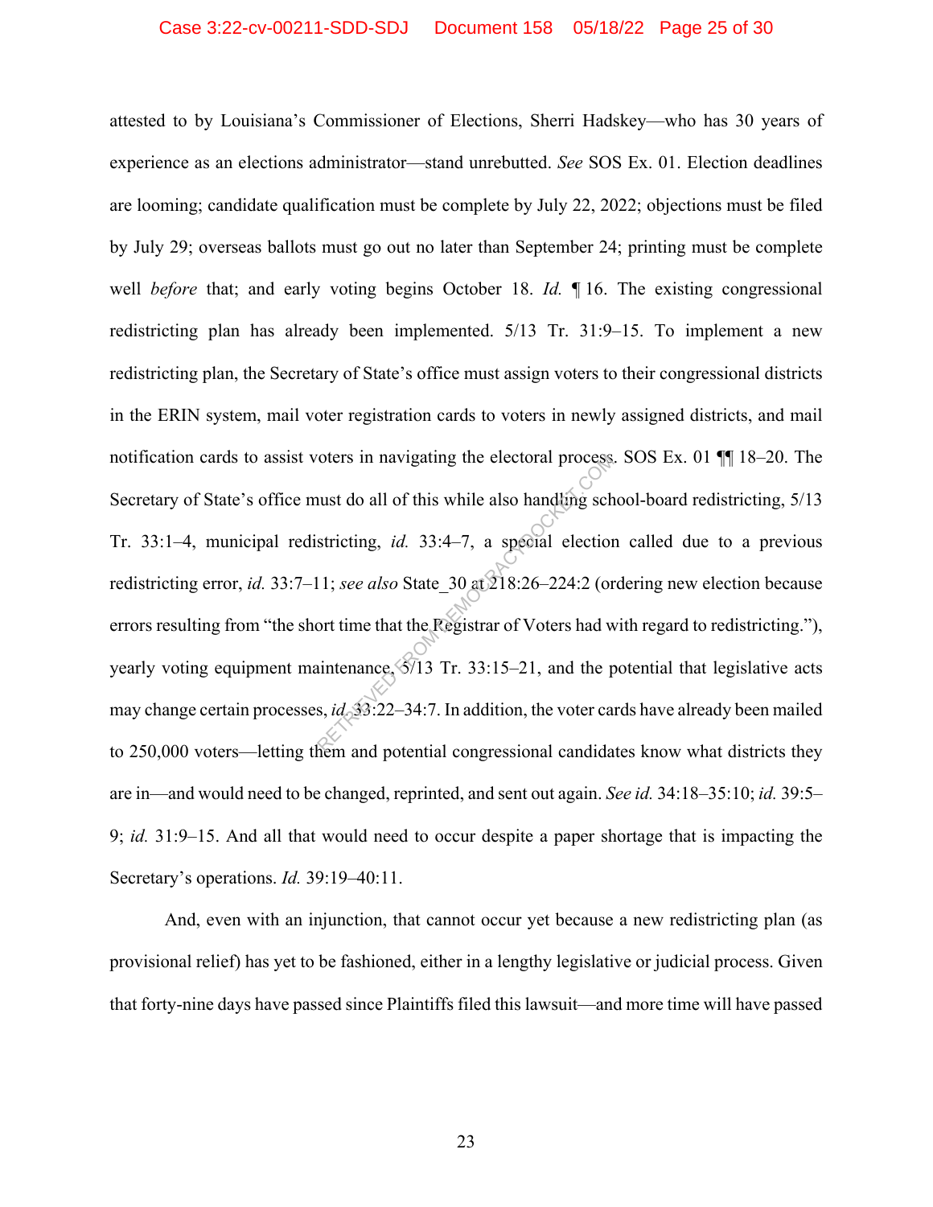attested to by Louisiana's Commissioner of Elections, Sherri Hadskey—who has 30 years of experience as an elections administrator—stand unrebutted. *See* SOS Ex. 01. Election deadlines are looming; candidate qualification must be complete by July 22, 2022; objections must be filed by July 29; overseas ballots must go out no later than September 24; printing must be complete well *before* that; and early voting begins October 18. *Id.* ¶ 16. The existing congressional redistricting plan has already been implemented. 5/13 Tr. 31:9–15. To implement a new redistricting plan, the Secretary of State's office must assign voters to their congressional districts in the ERIN system, mail voter registration cards to voters in newly assigned districts, and mail notification cards to assist voters in navigating the electoral process. SOS Ex. 01 ¶¶ 18–20. The Secretary of State's office must do all of this while also handling school-board redistricting, 5/13 Tr. 33:1–4, municipal redistricting, *id.* 33:4–7, a special election called due to a previous redistricting error, *id.* 33:7–11; *see also* State_30 at 218:26–224:2 (ordering new election because errors resulting from "the short time that the Registrar of Voters had with regard to redistricting."), yearly voting equipment maintenance, 5/13 Tr. 33:15–21, and the potential that legislative acts may change certain processes, *id.* 33:22–34:7. In addition, the voter cards have already been mailed to 250,000 voters—letting them and potential congressional candidates know what districts they are in—and would need to be changed, reprinted, and sent out again. *See id.* 34:18–35:10; *id.* 39:5–9; *id.* 31:9–15. And all that would need to occur despite a paper shortage that is impacting the Secretary's operations. *Id.* 39:19–40:11.

And, even with an injunction, that cannot occur yet because a new redistricting plan (as provisional relief) has yet to be fashioned, either in a lengthy legislative or judicial process. Given that forty-nine days have passed since Plaintiffs filed this lawsuit—and more time will have passed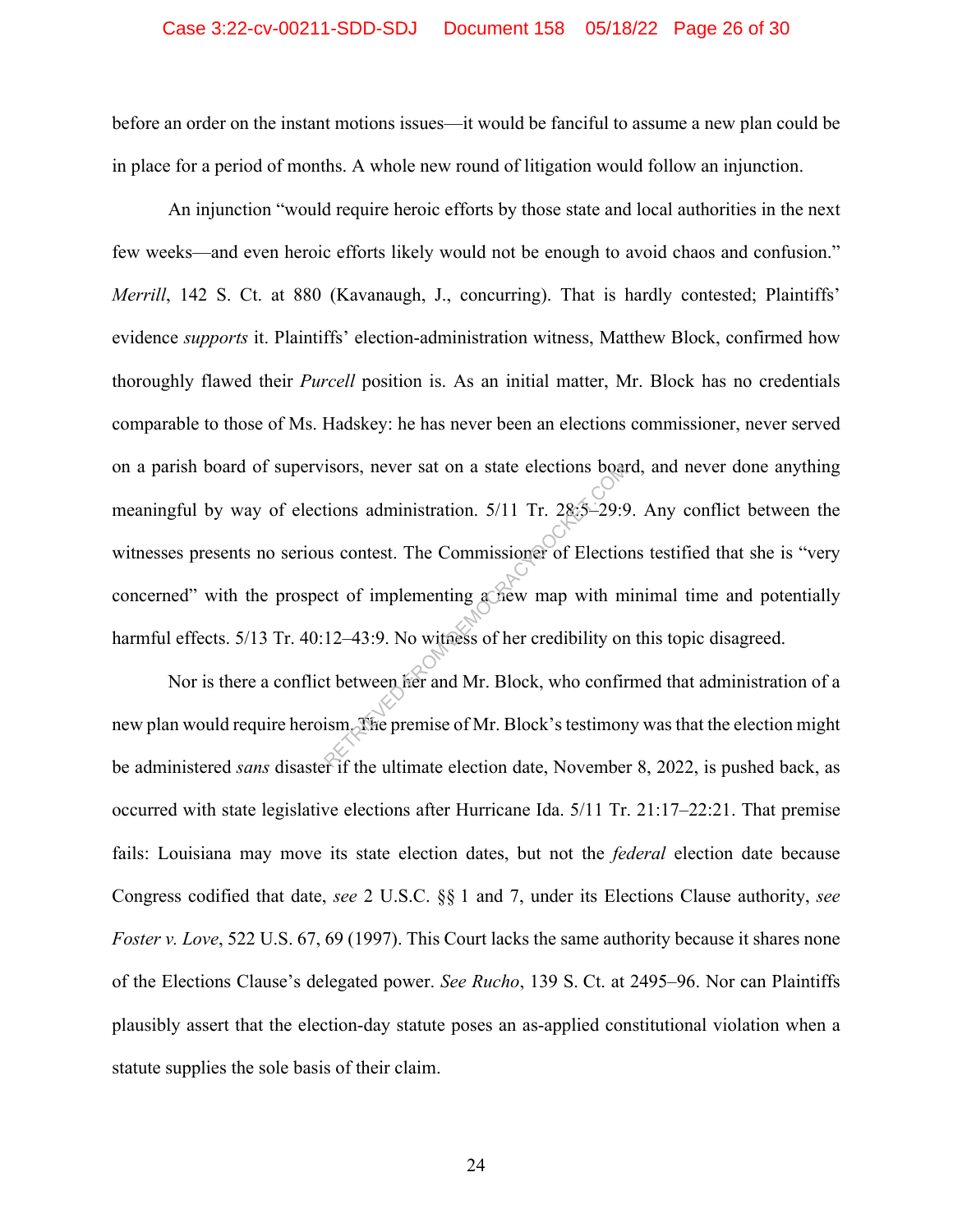before an order on the instant motions issues—it would be fanciful to assume a new plan could be in place for a period of months. A whole new round of litigation would follow an injunction.

An injunction "would require heroic efforts by those state and local authorities in the next few weeks—and even heroic efforts likely would not be enough to avoid chaos and confusion." *Merrill*, 142 S. Ct. at 880 (Kavanaugh, J., concurring). That is hardly contested; Plaintiffs' evidence *supports* it. Plaintiffs' election-administration witness, Matthew Block, confirmed how thoroughly flawed their *Purcell* position is. As an initial matter, Mr. Block has no credentials comparable to those of Ms. Hadskey: he has never been an elections commissioner, never served on a parish board of supervisors, never sat on a state elections board, and never done anything meaningful by way of elections administration. 5/11 Tr. 28:5–29:9. Any conflict between the witnesses presents no serious contest. The Commissioner of Elections testified that she is "very concerned" with the prospect of implementing a new map with minimal time and potentially harmful effects. 5/13 Tr. 40:12–43:9. No witness of her credibility on this topic disagreed.

Nor is there a conflict between her and Mr. Block, who confirmed that administration of a new plan would require heroism. The premise of Mr. Block's testimony was that the election might be administered *sans* disaster if the ultimate election date, November 8, 2022, is pushed back, as occurred with state legislative elections after Hurricane Ida. 5/11 Tr. 21:17–22:21. That premise fails: Louisiana may move its state election dates, but not the *federal* election date because Congress codified that date, *see* 2 U.S.C. §§ 1 and 7, under its Elections Clause authority, *see* *Foster v. Love*, 522 U.S. 67, 69 (1997). This Court lacks the same authority because it shares none of the Elections Clause's delegated power. *See Rucho*, 139 S. Ct. at 2495–96. Nor can Plaintiffs plausibly assert that the election-day statute poses an as-applied constitutional violation when a statute supplies the sole basis of their claim.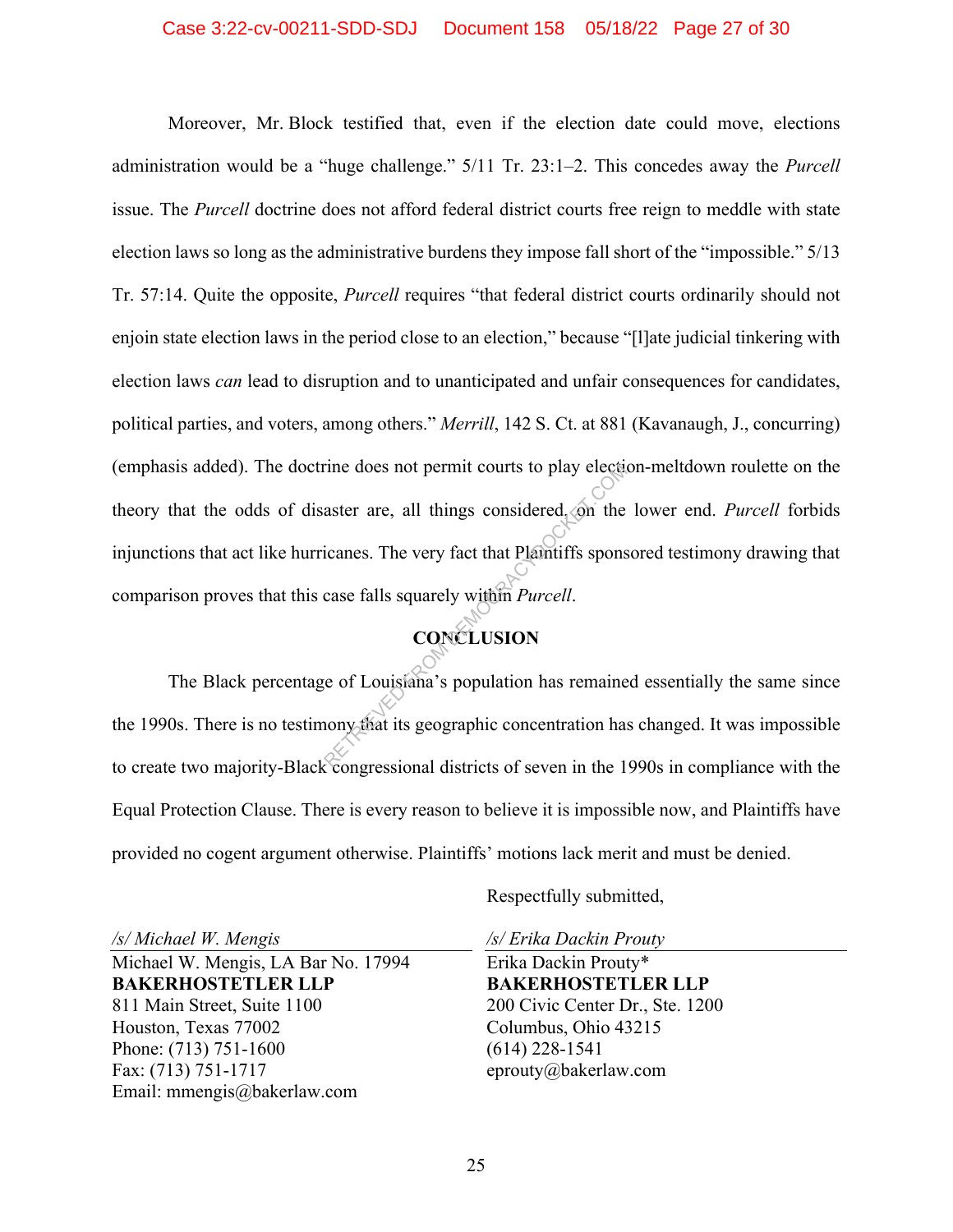Moreover, Mr. Block testified that, even if the election date could move, elections administration would be a "huge challenge." 5/11 Tr. 23:1–2. This concedes away the *Purcell* issue. The *Purcell* doctrine does not afford federal district courts free reign to meddle with state election laws so long as the administrative burdens they impose fall short of the "impossible." 5/13 Tr. 57:14. Quite the opposite, *Purcell* requires "that federal district courts ordinarily should not enjoin state election laws in the period close to an election," because "[l]ate judicial tinkering with election laws *can* lead to disruption and to unanticipated and unfair consequences for candidates, political parties, and voters, among others." *Merrill*, 142 S. Ct. at 881 (Kavanaugh, J., concurring) (emphasis added). The doctrine does not permit courts to play election-meltdown roulette on the theory that the odds of disaster are, all things considered, on the lower end. *Purcell* forbids injunctions that act like hurricanes. The very fact that Plaintiffs sponsored testimony drawing that comparison proves that this case falls squarely within *Purcell*.

## CONCLUSION

The Black percentage of Louisiana's population has remained essentially the same since the 1990s. There is no testimony that its geographic concentration has changed. It was impossible to create two majority-Black congressional districts of seven in the 1990s in compliance with the Equal Protection Clause. There is every reason to believe it is impossible now, and Plaintiffs have provided no cogent argument otherwise. Plaintiffs' motions lack merit and must be denied.

Respectfully submitted,

*/s/ Michael W. Mengis*
Michael W. Mengis, LA Bar No. 17994
**BAKERHOSTETLER LLP**
811 Main Street, Suite 1100
Houston, Texas 77002
Phone: (713) 751-1600
Fax: (713) 751-1717
Email: mmengis@bakerlaw.com

*/s/ Erika Dackin Prouty*
Erika Dackin Prouty*
**BAKERHOSTETLER LLP**
200 Civic Center Dr., Ste. 1200
Columbus, Ohio 43215
(614) 228-1541
eprouty@bakerlaw.com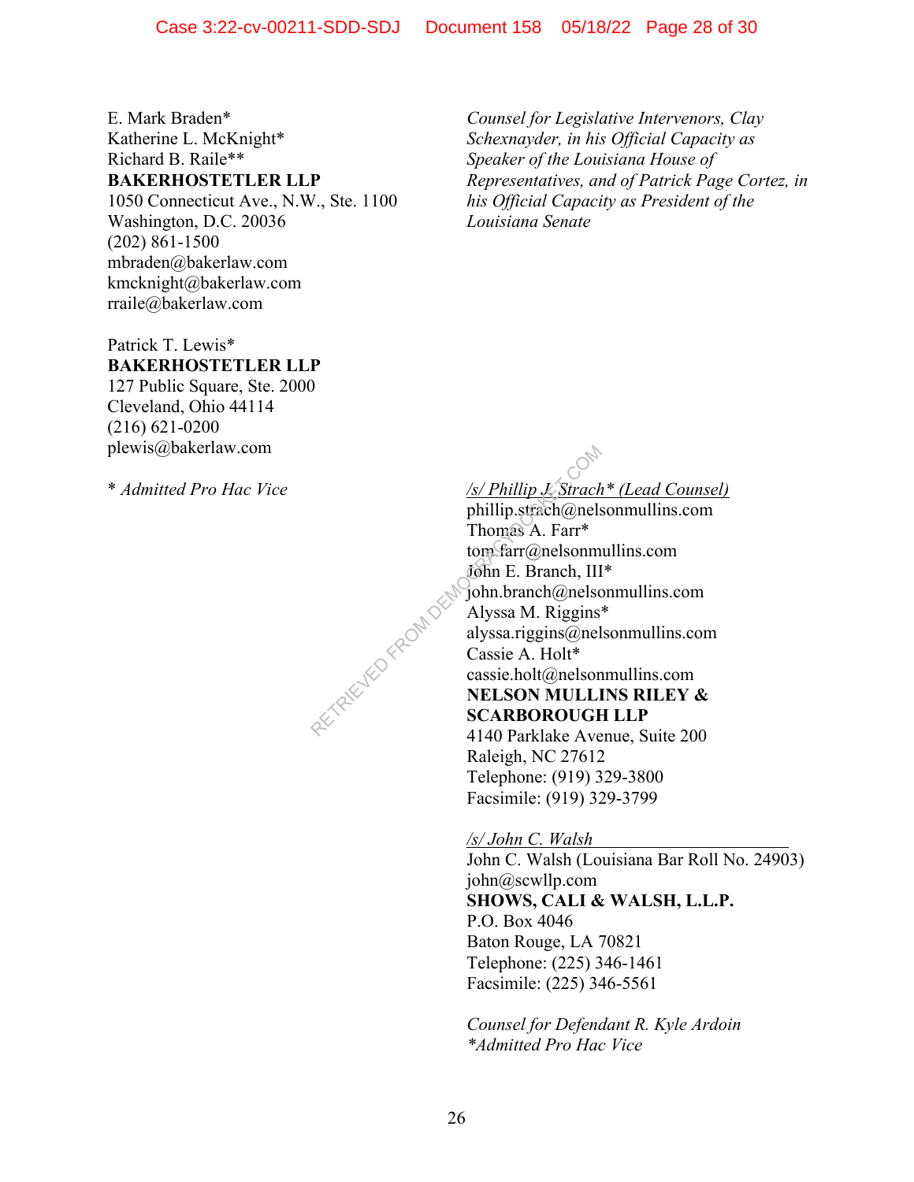E. Mark Braden*
Katherine L. McKnight*
Richard B. Raile**
**BAKERHOSTETLER LLP**
1050 Connecticut Ave., N.W., Ste. 1100
Washington, D.C. 20036
(202) 861-1500
mbraden@bakerlaw.com
kmcknight@bakerlaw.com
rraile@bakerlaw.com

Patrick T. Lewis*
**BAKERHOSTETLER LLP**
127 Public Square, Ste. 2000
Cleveland, Ohio 44114
(216) 621-0200
plewis@bakerlaw.com

*\* Admitted Pro Hac Vice*

*Counsel for Legislative Intervenors, Clay Schexnayder, in his Official Capacity as Speaker of the Louisiana House of Representatives, and of Patrick Page Cortez, in his Official Capacity as President of the Louisiana Senate*

*/s/ Phillip J. Strach\* (Lead Counsel)*
phillip.strach@nelsonmullins.com
Thomas A. Farr*
tom.farr@nelsonmullins.com
John E. Branch, III*
john.branch@nelsonmullins.com
Alyssa M. Riggins*
alyssa.riggins@nelsonmullins.com
Cassie A. Holt*
cassie.holt@nelsonmullins.com
**NELSON MULLINS RILEY & SCARBOROUGH LLP**
4140 Parklake Avenue, Suite 200
Raleigh, NC 27612
Telephone: (919) 329-3800
Facsimile: (919) 329-3799

*/s/ John C. Walsh*
John C. Walsh (Louisiana Bar Roll No. 24903)
john@scwllp.com
**SHOWS, CALI & WALSH, L.L.P.**
P.O. Box 4046
Baton Rouge, LA 70821
Telephone: (225) 346-1461
Facsimile: (225) 346-5561

*Counsel for Defendant R. Kyle Ardoin*
*\*Admitted Pro Hac Vice*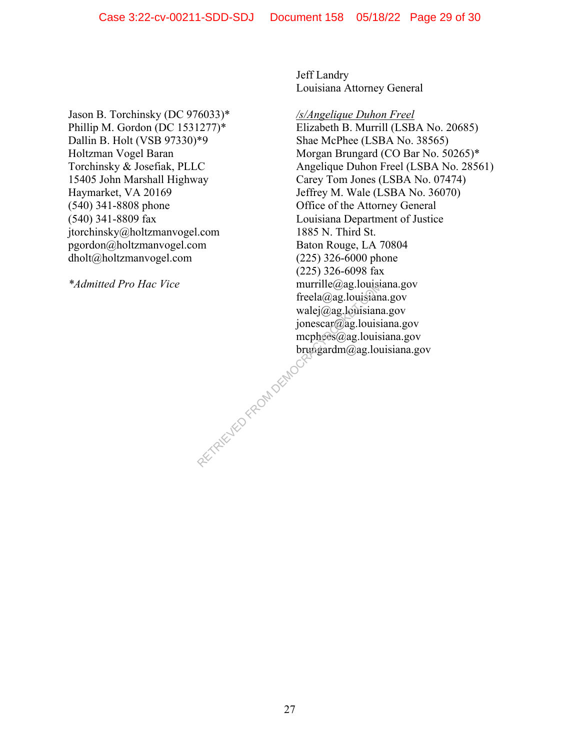Jeff Landry
Louisiana Attorney General

*/s/Angelique Duhon Freel*
Elizabeth B. Murrill (LSBA No. 20685)
Shae McPhee (LSBA No. 38565)
Morgan Brungard (CO Bar No. 50265)*
Angelique Duhon Freel (LSBA No. 28561)
Carey Tom Jones (LSBA No. 07474)
Jeffrey M. Wale (LSBA No. 36070)
Office of the Attorney General
Louisiana Department of Justice
1885 N. Third St.
Baton Rouge, LA 70804
(225) 326-6000 phone
(225) 326-6098 fax
murrille@ag.louisiana.gov
freela@ag.louisiana.gov
walej@ag.louisiana.gov
jonescar@ag.louisiana.gov
mcphees@ag.louisiana.gov
brungardm@ag.louisiana.gov

Jason B. Torchinsky (DC 976033)*
Phillip M. Gordon (DC 1531277)*
Dallin B. Holt (VSB 97330)*9
Holtzman Vogel Baran
Torchinsky & Josefiak, PLLC
15405 John Marshall Highway
Haymarket, VA 20169
(540) 341-8808 phone
(540) 341-8809 fax
jtorchinsky@holtzmanvogel.com
pgordon@holtzmanvogel.com
dholt@holtzmanvogel.com

*\*Admitted Pro Hac Vice*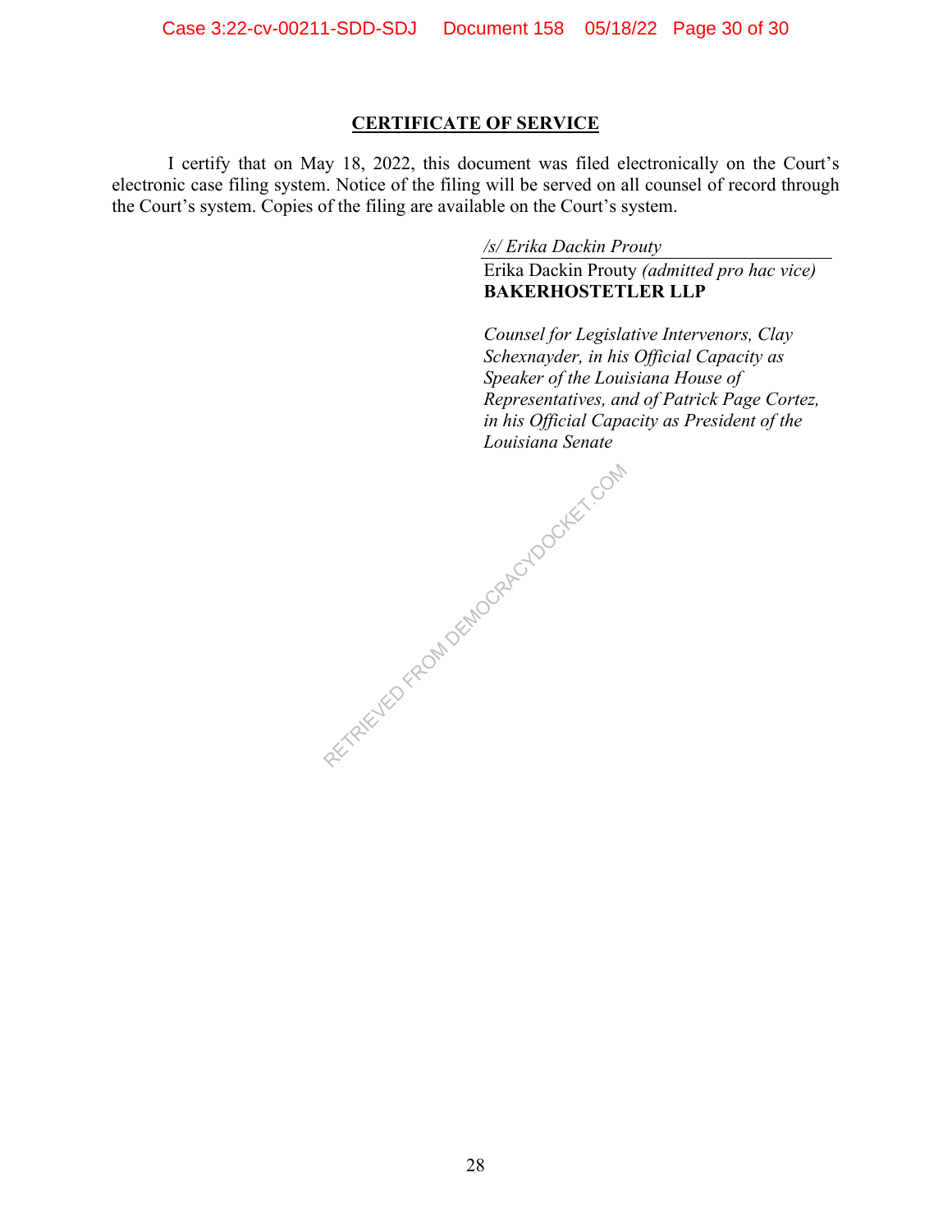## CERTIFICATE OF SERVICE

I certify that on May 18, 2022, this document was filed electronically on the Court's electronic case filing system. Notice of the filing will be served on all counsel of record through the Court's system. Copies of the filing are available on the Court's system.

*/s/ Erika Dackin Prouty*
Erika Dackin Prouty *(admitted pro hac vice)*
**BAKERHOSTETLER LLP**

*Counsel for Legislative Intervenors, Clay Schexnayder, in his Official Capacity as Speaker of the Louisiana House of Representatives, and of Patrick Page Cortez, in his Official Capacity as President of the Louisiana Senate*